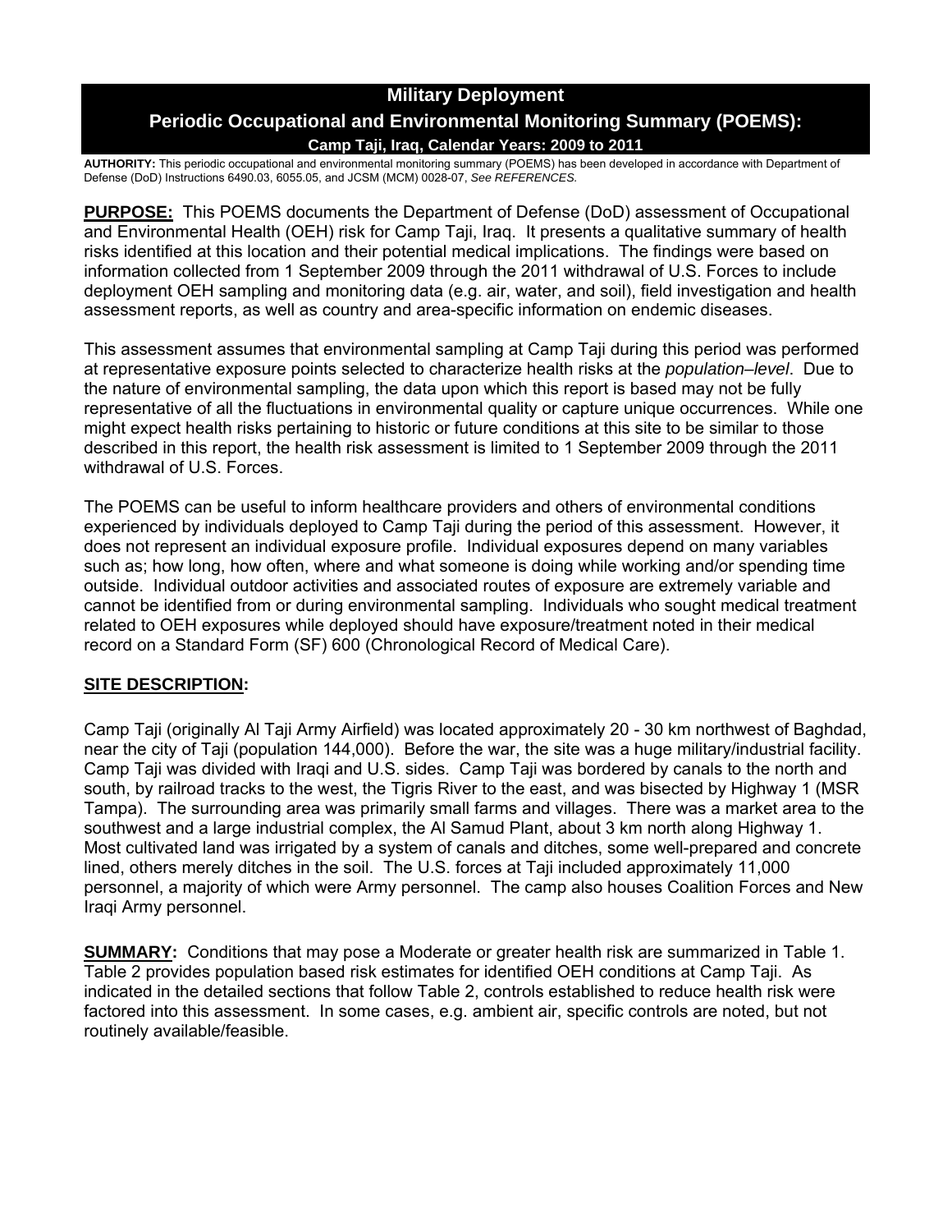# Military Deployment

## Periodic Occupational and Environmental Monitoring Summary (POEMS):

### Camp Taji, Iraq, Calendar Years: 2009 to 2011

**AUTHORITY:** This periodic occupational and environmental monitoring summary (POEMS) has been developed in accordance with Department of Defense (DoD) Instructions 6490.03, 6055.05, and JCSM (MCM) 0028-07, *See REFERENCES.*

**PURPOSE:** This POEMS documents the Department of Defense (DoD) assessment of Occupational and Environmental Health (OEH) risk for Camp Taji, Iraq. It presents a qualitative summary of health risks identified at this location and their potential medical implications. The findings were based on information collected from 1 September 2009 through the 2011 withdrawal of U.S. Forces to include deployment OEH sampling and monitoring data (e.g. air, water, and soil), field investigation and health assessment reports, as well as country and area-specific information on endemic diseases.

This assessment assumes that environmental sampling at Camp Taji during this period was performed at representative exposure points selected to characterize health risks at the *population–level*. Due to the nature of environmental sampling, the data upon which this report is based may not be fully representative of all the fluctuations in environmental quality or capture unique occurrences. While one might expect health risks pertaining to historic or future conditions at this site to be similar to those described in this report, the health risk assessment is limited to 1 September 2009 through the 2011 withdrawal of U.S. Forces.

The POEMS can be useful to inform healthcare providers and others of environmental conditions experienced by individuals deployed to Camp Taji during the period of this assessment. However, it does not represent an individual exposure profile. Individual exposures depend on many variables such as; how long, how often, where and what someone is doing while working and/or spending time outside. Individual outdoor activities and associated routes of exposure are extremely variable and cannot be identified from or during environmental sampling. Individuals who sought medical treatment related to OEH exposures while deployed should have exposure/treatment noted in their medical record on a Standard Form (SF) 600 (Chronological Record of Medical Care).

**SITE DESCRIPTION:**

Camp Taji (originally Al Taji Army Airfield) was located approximately 20 - 30 km northwest of Baghdad, near the city of Taji (population 144,000). Before the war, the site was a huge military/industrial facility. Camp Taji was divided with Iraqi and U.S. sides. Camp Taji was bordered by canals to the north and south, by railroad tracks to the west, the Tigris River to the east, and was bisected by Highway 1 (MSR Tampa). The surrounding area was primarily small farms and villages. There was a market area to the southwest and a large industrial complex, the Al Samud Plant, about 3 km north along Highway 1. Most cultivated land was irrigated by a system of canals and ditches, some well-prepared and concrete lined, others merely ditches in the soil. The U.S. forces at Taji included approximately 11,000 personnel, a majority of which were Army personnel. The camp also houses Coalition Forces and New Iraqi Army personnel.

**SUMMARY:** Conditions that may pose a Moderate or greater health risk are summarized in Table 1. Table 2 provides population based risk estimates for identified OEH conditions at Camp Taji. As indicated in the detailed sections that follow Table 2, controls established to reduce health risk were factored into this assessment. In some cases, e.g. ambient air, specific controls are noted, but not routinely available/feasible.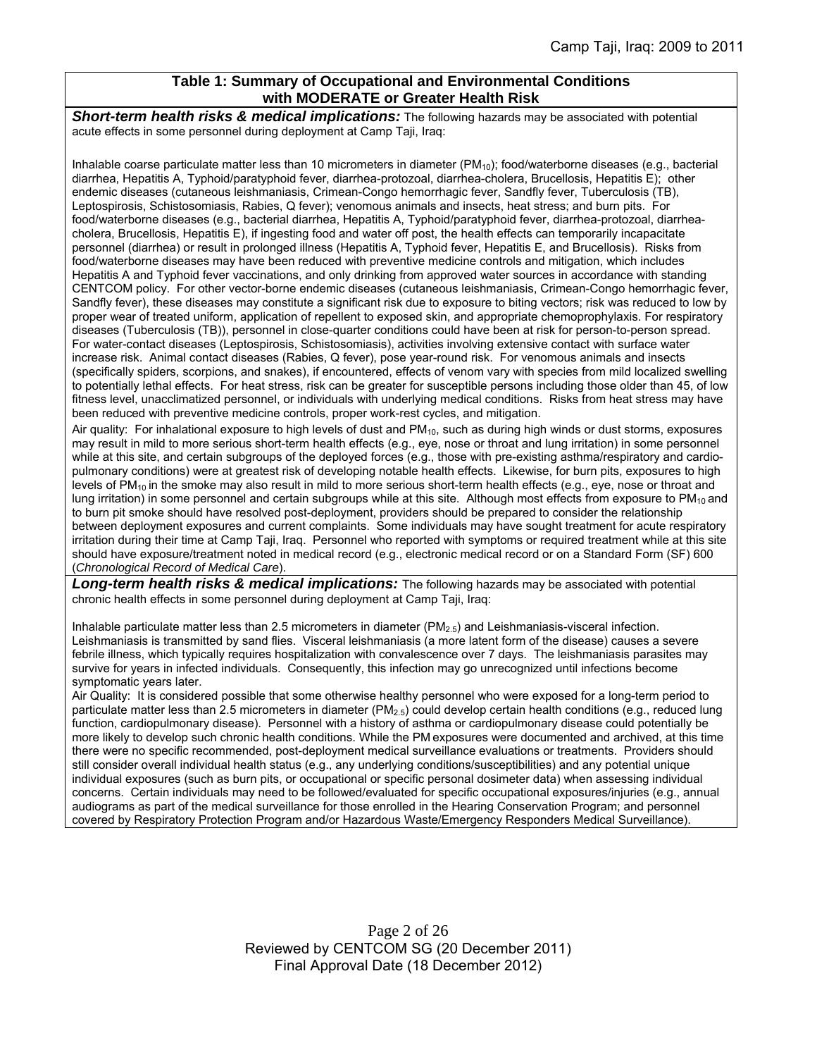**Table 1: Summary of Occupational and Environmental Conditions with MODERATE or Greater Health Risk**

***Short-term health risks & medical implications:*** The following hazards may be associated with potential acute effects in some personnel during deployment at Camp Taji, Iraq:

Inhalable coarse particulate matter less than 10 micrometers in diameter ($PM_{10}$); food/waterborne diseases (e.g., bacterial diarrhea, Hepatitis A, Typhoid/paratyphoid fever, diarrhea-protozoal, diarrhea-cholera, Brucellosis, Hepatitis E); other endemic diseases (cutaneous leishmaniasis, Crimean-Congo hemorrhagic fever, Sandfly fever, Tuberculosis (TB), Leptospirosis, Schistosomiasis, Rabies, Q fever); venomous animals and insects, heat stress; and burn pits. For food/waterborne diseases (e.g., bacterial diarrhea, Hepatitis A, Typhoid/paratyphoid fever, diarrhea-protozoal, diarrhea-cholera, Brucellosis, Hepatitis E), if ingesting food and water off post, the health effects can temporarily incapacitate personnel (diarrhea) or result in prolonged illness (Hepatitis A, Typhoid fever, Hepatitis E, and Brucellosis). Risks from food/waterborne diseases may have been reduced with preventive medicine controls and mitigation, which includes Hepatitis A and Typhoid fever vaccinations, and only drinking from approved water sources in accordance with standing CENTCOM policy. For other vector-borne endemic diseases (cutaneous leishmaniasis, Crimean-Congo hemorrhagic fever, Sandfly fever), these diseases may constitute a significant risk due to exposure to biting vectors; risk was reduced to low by proper wear of treated uniform, application of repellent to exposed skin, and appropriate chemoprophylaxis. For respiratory diseases (Tuberculosis (TB)), personnel in close-quarter conditions could have been at risk for person-to-person spread. For water-contact diseases (Leptospirosis, Schistosomiasis), activities involving extensive contact with surface water increase risk. Animal contact diseases (Rabies, Q fever), pose year-round risk. For venomous animals and insects (specifically spiders, scorpions, and snakes), if encountered, effects of venom vary with species from mild localized swelling to potentially lethal effects. For heat stress, risk can be greater for susceptible persons including those older than 45, of low fitness level, unacclimatized personnel, or individuals with underlying medical conditions. Risks from heat stress may have been reduced with preventive medicine controls, proper work-rest cycles, and mitigation.

Air quality: For inhalational exposure to high levels of dust and $PM_{10}$, such as during high winds or dust storms, exposures may result in mild to more serious short-term health effects (e.g., eye, nose or throat and lung irritation) in some personnel while at this site, and certain subgroups of the deployed forces (e.g., those with pre-existing asthma/respiratory and cardio-pulmonary conditions) were at greatest risk of developing notable health effects. Likewise, for burn pits, exposures to high levels of $PM_{10}$ in the smoke may also result in mild to more serious short-term health effects (e.g., eye, nose or throat and lung irritation) in some personnel and certain subgroups while at this site. Although most effects from exposure to $PM_{10}$ and to burn pit smoke should have resolved post-deployment, providers should be prepared to consider the relationship between deployment exposures and current complaints. Some individuals may have sought treatment for acute respiratory irritation during their time at Camp Taji, Iraq. Personnel who reported with symptoms or required treatment while at this site should have exposure/treatment noted in medical record (e.g., electronic medical record or on a Standard Form (SF) 600 (*Chronological Record of Medical Care*).

***Long-term health risks & medical implications:*** The following hazards may be associated with potential chronic health effects in some personnel during deployment at Camp Taji, Iraq:

Inhalable particulate matter less than 2.5 micrometers in diameter ($PM_{2.5}$) and Leishmaniasis-visceral infection. Leishmaniasis is transmitted by sand flies. Visceral leishmaniasis (a more latent form of the disease) causes a severe febrile illness, which typically requires hospitalization with convalescence over 7 days. The leishmaniasis parasites may survive for years in infected individuals. Consequently, this infection may go unrecognized until infections become symptomatic years later.

Air Quality: It is considered possible that some otherwise healthy personnel who were exposed for a long-term period to particulate matter less than 2.5 micrometers in diameter ($PM_{2.5}$) could develop certain health conditions (e.g., reduced lung function, cardiopulmonary disease). Personnel with a history of asthma or cardiopulmonary disease could potentially be more likely to develop such chronic health conditions. While the PM exposures were documented and archived, at this time there were no specific recommended, post-deployment medical surveillance evaluations or treatments. Providers should still consider overall individual health status (e.g., any underlying conditions/susceptibilities) and any potential unique individual exposures (such as burn pits, or occupational or specific personal dosimeter data) when assessing individual concerns. Certain individuals may need to be followed/evaluated for specific occupational exposures/injuries (e.g., annual audiograms as part of the medical surveillance for those enrolled in the Hearing Conservation Program; and personnel covered by Respiratory Protection Program and/or Hazardous Waste/Emergency Responders Medical Surveillance).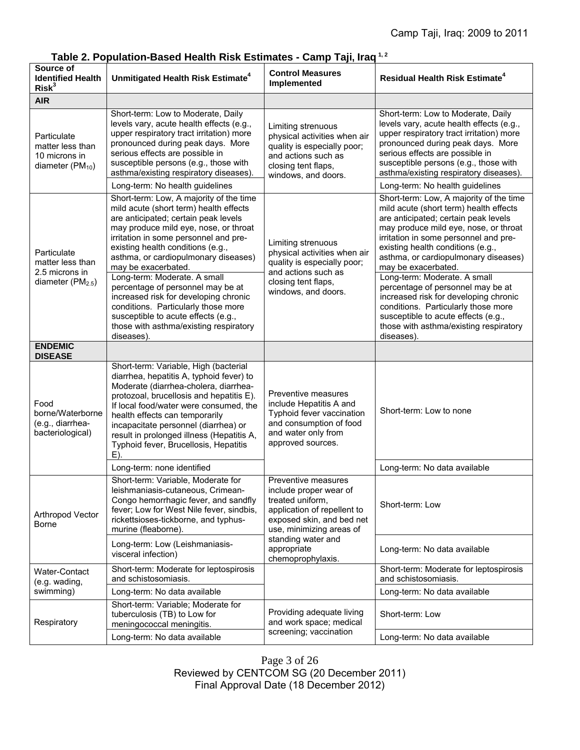**Table 2. Population-Based Health Risk Estimates - Camp Taji, Iraq [1, 2]**

| Source of Identified Health Risk[3] | Unmitigated Health Risk Estimate[4] | Control Measures Implemented | Residual Health Risk Estimate[4] |
|---|---|---|---|
| **AIR** | | | |
| Particulate matter less than 10 microns in diameter ($PM_{10}$) | Short-term: Low to Moderate, Daily levels vary, acute health effects (e.g., upper respiratory tract irritation) more pronounced during peak days. More serious effects are possible in susceptible persons (e.g., those with asthma/existing respiratory diseases). | Limiting strenuous physical activities when air quality is especially poor; and actions such as closing tent flaps, windows, and doors. | Short-term: Low to Moderate, Daily levels vary, acute health effects (e.g., upper respiratory tract irritation) more pronounced during peak days. More serious effects are possible in susceptible persons (e.g., those with asthma/existing respiratory diseases). |
| | Long-term: No health guidelines | | Long-term: No health guidelines |
| Particulate matter less than 2.5 microns in diameter ($PM_{2.5}$) | Short-term: Low, A majority of the time mild acute (short term) health effects are anticipated; certain peak levels may produce mild eye, nose, or throat irritation in some personnel and pre-existing health conditions (e.g., asthma, or cardiopulmonary diseases) may be exacerbated. | Limiting strenuous physical activities when air quality is especially poor; and actions such as closing tent flaps, windows, and doors. | Short-term: Low, A majority of the time mild acute (short term) health effects are anticipated; certain peak levels may produce mild eye, nose, or throat irritation in some personnel and pre-existing health conditions (e.g., asthma, or cardiopulmonary diseases) may be exacerbated. |
| | Long-term: Moderate. A small percentage of personnel may be at increased risk for developing chronic conditions. Particularly those more susceptible to acute effects (e.g., those with asthma/existing respiratory diseases). | | Long-term: Moderate. A small percentage of personnel may be at increased risk for developing chronic conditions. Particularly those more susceptible to acute effects (e.g., those with asthma/existing respiratory diseases). |
| **ENDEMIC DISEASE** | | | |
| Food borne/Waterborne (e.g., diarrhea-bacteriological) | Short-term: Variable, High (bacterial diarrhea, hepatitis A, typhoid fever) to Moderate (diarrhea-cholera, diarrhea-protozoal, brucellosis and hepatitis E). If local food/water were consumed, the health effects can temporarily incapacitate personnel (diarrhea) or result in prolonged illness (Hepatitis A, Typhoid fever, Brucellosis, Hepatitis E). | Preventive measures include Hepatitis A and Typhoid fever vaccination and consumption of food and water only from approved sources. | Short-term: Low to none |
| | Long-term: none identified | | Long-term: No data available |
| Arthropod Vector Borne | Short-term: Variable, Moderate for leishmaniasis-cutaneous, Crimean-Congo hemorrhagic fever, and sandfly fever; Low for West Nile fever, sindbis, rickettsioses-tickborne, and typhus-murine (fleaborne). | Preventive measures include proper wear of treated uniform, application of repellent to exposed skin, and bed net use, minimizing areas of standing water and appropriate chemoprophylaxis. | Short-term: Low |
| | Long-term: Low (Leishmaniasis-visceral infection) | | Long-term: No data available |
| Water-Contact (e.g. wading, swimming) | Short-term: Moderate for leptospirosis and schistosomiasis. | | Short-term: Moderate for leptospirosis and schistosomiasis. |
| | Long-term: No data available | | Long-term: No data available |
| Respiratory | Short-term: Variable; Moderate for tuberculosis (TB) to Low for meningococcal meningitis. | Providing adequate living and work space; medical screening; vaccination | Short-term: Low |
| | Long-term: No data available | | Long-term: No data available |

Reviewed by CENTCOM SG (20 December 2011)
Final Approval Date (18 December 2012)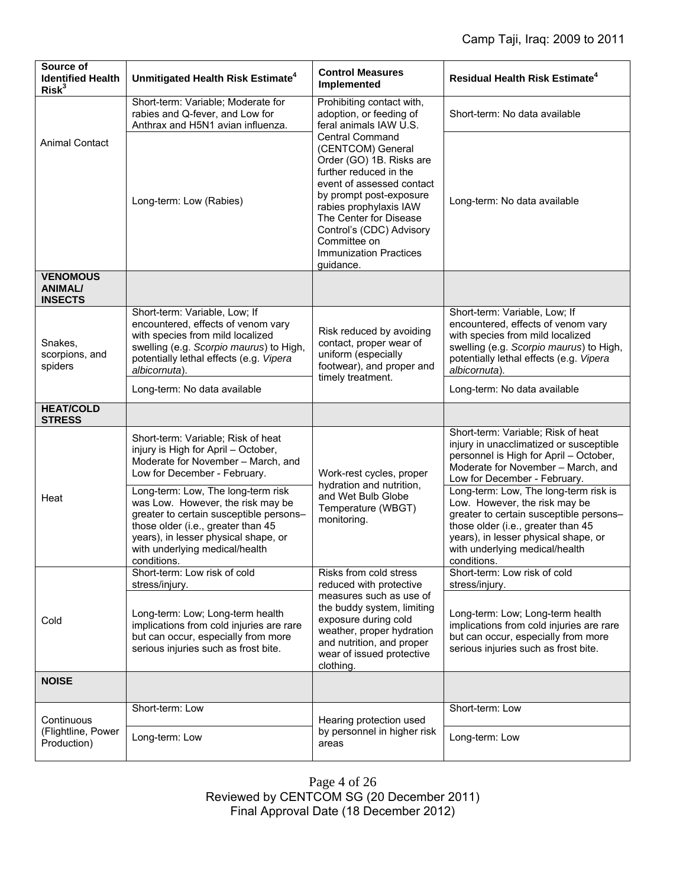| Source of Identified Health Risk[3] | Unmitigated Health Risk Estimate[4] | Control Measures Implemented | Residual Health Risk Estimate[4] |
|---|---|---|---|
| Animal Contact | Short-term: Variable; Moderate for rabies and Q-fever, and Low for Anthrax and H5N1 avian influenza. | Prohibiting contact with, adoption, or feeding of feral animals IAW U.S. Central Command (CENTCOM) General Order (GO) 1B. Risks are further reduced in the event of assessed contact by prompt post-exposure rabies prophylaxis IAW The Center for Disease Control's (CDC) Advisory Committee on Immunization Practices guidance. | Short-term: No data available |
| | Long-term: Low (Rabies) | | Long-term: No data available |
| **VENOMOUS ANIMAL/ INSECTS** | | | |
| Snakes, scorpions, and spiders | Short-term: Variable, Low; If encountered, effects of venom vary with species from mild localized swelling (e.g. *Scorpio maurus*) to High, potentially lethal effects (e.g. *Vipera albicornuta*). | Risk reduced by avoiding contact, proper wear of uniform (especially footwear), and proper and timely treatment. | Short-term: Variable, Low; If encountered, effects of venom vary with species from mild localized swelling (e.g. *Scorpio maurus*) to High, potentially lethal effects (e.g. *Vipera albicornuta*). |
| | Long-term: No data available | | Long-term: No data available |
| **HEAT/COLD STRESS** | | | |
| Heat | Short-term: Variable; Risk of heat injury is High for April – October, Moderate for November – March, and Low for December - February. | Work-rest cycles, proper hydration and nutrition, and Wet Bulb Globe Temperature (WBGT) monitoring. | Short-term: Variable; Risk of heat injury in unacclimatized or susceptible personnel is High for April – October, Moderate for November – March, and Low for December - February. |
| | Long-term: Low, The long-term risk was Low. However, the risk may be greater to certain susceptible persons– those older (i.e., greater than 45 years), in lesser physical shape, or with underlying medical/health conditions. | | Long-term: Low, The long-term risk is Low. However, the risk may be greater to certain susceptible persons– those older (i.e., greater than 45 years), in lesser physical shape, or with underlying medical/health conditions. |
| Cold | Short-term: Low risk of cold stress/injury. | Risks from cold stress reduced with protective measures such as use of the buddy system, limiting exposure during cold weather, proper hydration and nutrition, and proper wear of issued protective clothing. | Short-term: Low risk of cold stress/injury. |
| | Long-term: Low; Long-term health implications from cold injuries are rare but can occur, especially from more serious injuries such as frost bite. | | Long-term: Low; Long-term health implications from cold injuries are rare but can occur, especially from more serious injuries such as frost bite. |
| **NOISE** | | | |
| Continuous (Flightline, Power Production) | Short-term: Low | Hearing protection used by personnel in higher risk areas | Short-term: Low |
| | Long-term: Low | | Long-term: Low |

Reviewed by CENTCOM SG (20 December 2011)
Final Approval Date (18 December 2012)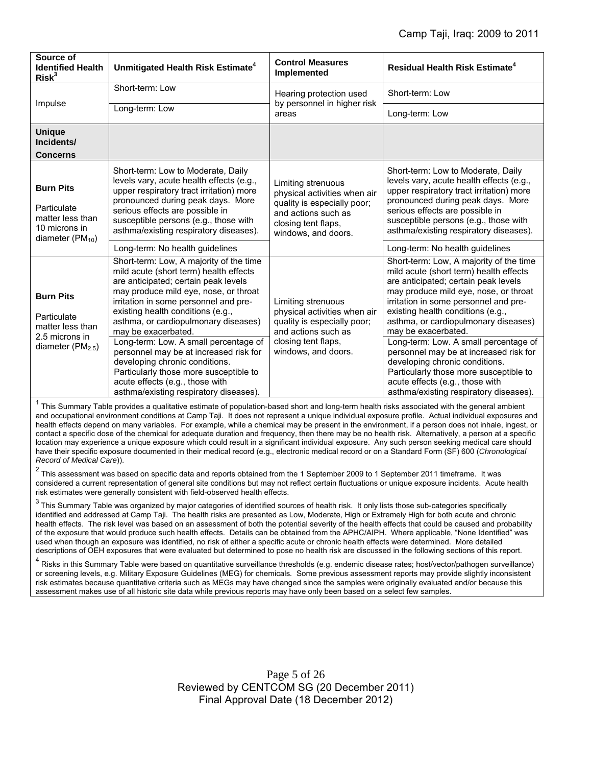| Source of Identified Health Risk[3] | Unmitigated Health Risk Estimate[4] | Control Measures Implemented | Residual Health Risk Estimate[4] |
|---|---|---|---|
| Impulse | Short-term: Low | Hearing protection used by personnel in higher risk areas | Short-term: Low |
| | Long-term: Low | | Long-term: Low |
| **Unique Incidents/ Concerns** | | | |
| **Burn Pits** Particulate matter less than 10 microns in diameter ($PM_{10}$) | Short-term: Low to Moderate, Daily levels vary, acute health effects (e.g., upper respiratory tract irritation) more pronounced during peak days. More serious effects are possible in susceptible persons (e.g., those with asthma/existing respiratory diseases). | Limiting strenuous physical activities when air quality is especially poor; and actions such as closing tent flaps, windows, and doors. | Short-term: Low to Moderate, Daily levels vary, acute health effects (e.g., upper respiratory tract irritation) more pronounced during peak days. More serious effects are possible in susceptible persons (e.g., those with asthma/existing respiratory diseases). |
| | Long-term: No health guidelines | | Long-term: No health guidelines |
| **Burn Pits** Particulate matter less than 2.5 microns in diameter ($PM_{2.5}$) | Short-term: Low, A majority of the time mild acute (short term) health effects are anticipated; certain peak levels may produce mild eye, nose, or throat irritation in some personnel and pre-existing health conditions (e.g., asthma, or cardiopulmonary diseases) may be exacerbated. | Limiting strenuous physical activities when air quality is especially poor; and actions such as closing tent flaps, windows, and doors. | Short-term: Low, A majority of the time mild acute (short term) health effects are anticipated; certain peak levels may produce mild eye, nose, or throat irritation in some personnel and pre-existing health conditions (e.g., asthma, or cardiopulmonary diseases) may be exacerbated. |
| | Long-term: Low. A small percentage of personnel may be at increased risk for developing chronic conditions. Particularly those more susceptible to acute effects (e.g., those with asthma/existing respiratory diseases). | | Long-term: Low. A small percentage of personnel may be at increased risk for developing chronic conditions. Particularly those more susceptible to acute effects (e.g., those with asthma/existing respiratory diseases). |

[1] This Summary Table provides a qualitative estimate of population-based short and long-term health risks associated with the general ambient and occupational environment conditions at Camp Taji. It does not represent a unique individual exposure profile. Actual individual exposures and health effects depend on many variables. For example, while a chemical may be present in the environment, if a person does not inhale, ingest, or contact a specific dose of the chemical for adequate duration and frequency, then there may be no health risk. Alternatively, a person at a specific location may experience a unique exposure which could result in a significant individual exposure. Any such person seeking medical care should have their specific exposure documented in their medical record (e.g., electronic medical record or on a Standard Form (SF) 600 (*Chronological Record of Medical Care*)).

[2] This assessment was based on specific data and reports obtained from the 1 September 2009 to 1 September 2011 timeframe. It was considered a current representation of general site conditions but may not reflect certain fluctuations or unique exposure incidents. Acute health risk estimates were generally consistent with field-observed health effects.

[3] This Summary Table was organized by major categories of identified sources of health risk. It only lists those sub-categories specifically identified and addressed at Camp Taji. The health risks are presented as Low, Moderate, High or Extremely High for both acute and chronic health effects. The risk level was based on an assessment of both the potential severity of the health effects that could be caused and probability of the exposure that would produce such health effects. Details can be obtained from the APHC/AIPH. Where applicable, "None Identified" was used when though an exposure was identified, no risk of either a specific acute or chronic health effects were determined. More detailed descriptions of OEH exposures that were evaluated but determined to pose no health risk are discussed in the following sections of this report.

[4] Risks in this Summary Table were based on quantitative surveillance thresholds (e.g. endemic disease rates; host/vector/pathogen surveillance) or screening levels, e.g. Military Exposure Guidelines (MEG) for chemicals. Some previous assessment reports may provide slightly inconsistent risk estimates because quantitative criteria such as MEGs may have changed since the samples were originally evaluated and/or because this assessment makes use of all historic site data while previous reports may have only been based on a select few samples.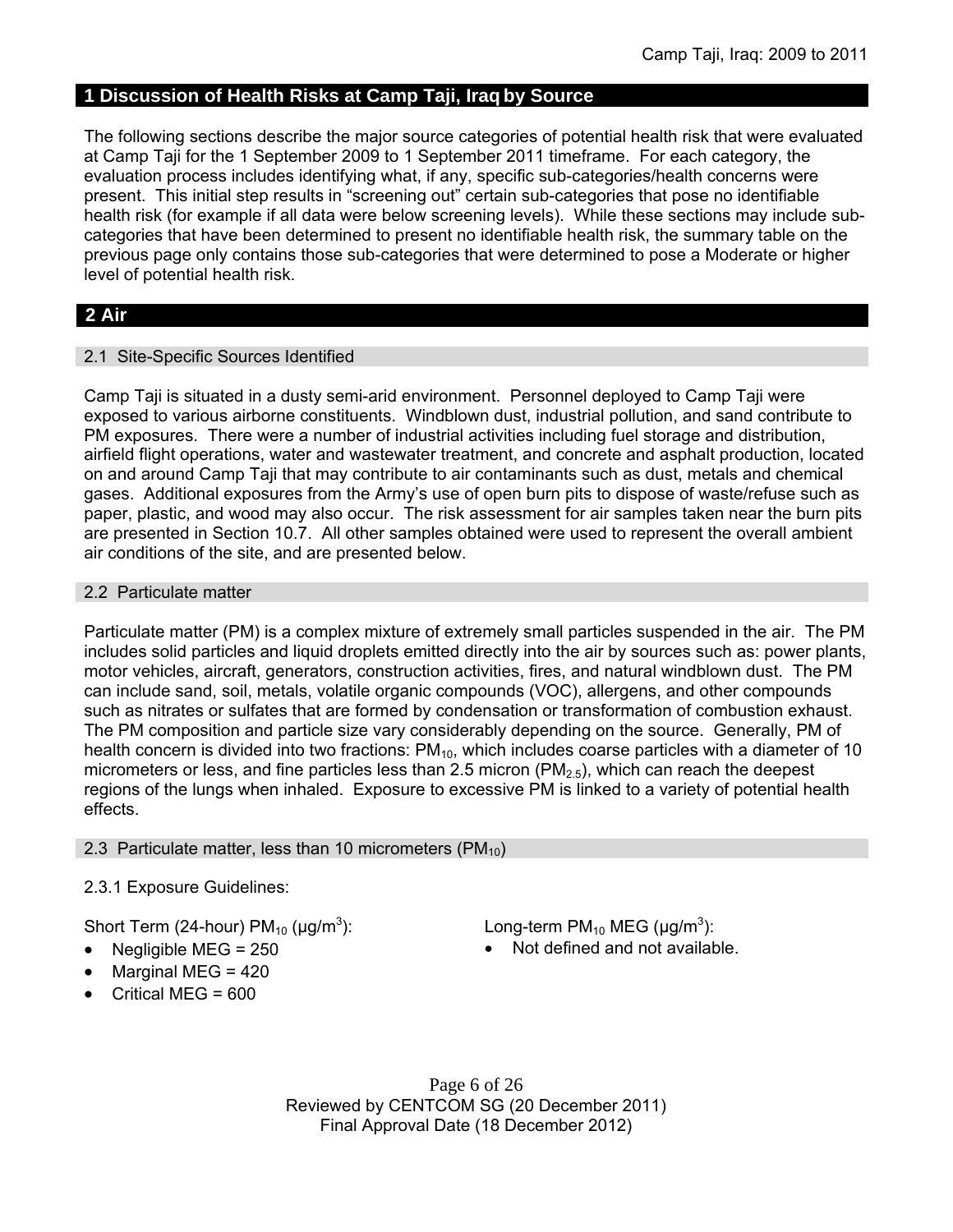## 1 Discussion of Health Risks at Camp Taji, Iraq by Source

The following sections describe the major source categories of potential health risk that were evaluated at Camp Taji for the 1 September 2009 to 1 September 2011 timeframe. For each category, the evaluation process includes identifying what, if any, specific sub-categories/health concerns were present. This initial step results in "screening out" certain sub-categories that pose no identifiable health risk (for example if all data were below screening levels). While these sections may include sub-categories that have been determined to present no identifiable health risk, the summary table on the previous page only contains those sub-categories that were determined to pose a Moderate or higher level of potential health risk.

## 2 Air

### 2.1 Site-Specific Sources Identified

Camp Taji is situated in a dusty semi-arid environment. Personnel deployed to Camp Taji were exposed to various airborne constituents. Windblown dust, industrial pollution, and sand contribute to PM exposures. There were a number of industrial activities including fuel storage and distribution, airfield flight operations, water and wastewater treatment, and concrete and asphalt production, located on and around Camp Taji that may contribute to air contaminants such as dust, metals and chemical gases. Additional exposures from the Army's use of open burn pits to dispose of waste/refuse such as paper, plastic, and wood may also occur. The risk assessment for air samples taken near the burn pits are presented in Section 10.7. All other samples obtained were used to represent the overall ambient air conditions of the site, and are presented below.

### 2.2 Particulate matter

Particulate matter (PM) is a complex mixture of extremely small particles suspended in the air. The PM includes solid particles and liquid droplets emitted directly into the air by sources such as: power plants, motor vehicles, aircraft, generators, construction activities, fires, and natural windblown dust. The PM can include sand, soil, metals, volatile organic compounds (VOC), allergens, and other compounds such as nitrates or sulfates that are formed by condensation or transformation of combustion exhaust. The PM composition and particle size vary considerably depending on the source. Generally, PM of health concern is divided into two fractions: $PM_{10}$, which includes coarse particles with a diameter of 10 micrometers or less, and fine particles less than 2.5 micron ($PM_{2.5}$), which can reach the deepest regions of the lungs when inhaled. Exposure to excessive PM is linked to a variety of potential health effects.

### 2.3 Particulate matter, less than 10 micrometers ($PM_{10}$)

2.3.1 Exposure Guidelines:

Short Term (24-hour) $PM_{10}$ ($\mu g/m^3$):

- Negligible MEG = 250
- Marginal MEG = 420
- Critical MEG = 600

Long-term $PM_{10}$ MEG ($\mu g/m^3$):

- Not defined and not available.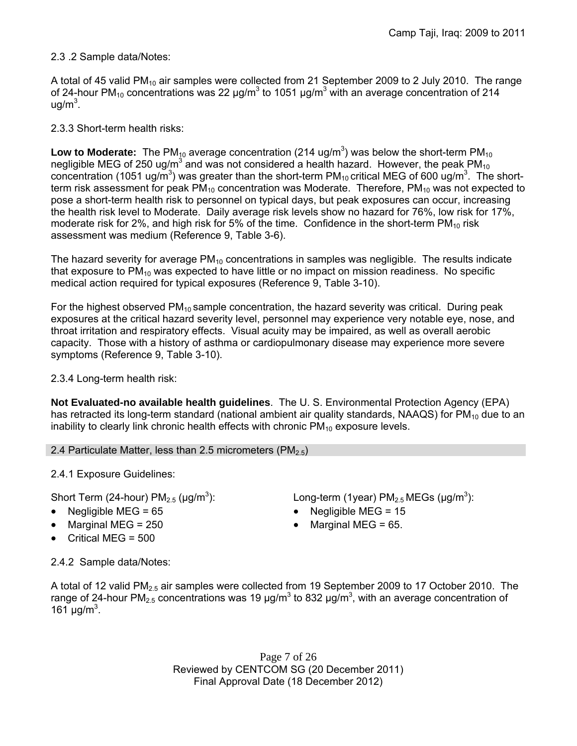2.3 .2 Sample data/Notes:

A total of 45 valid $PM_{10}$ air samples were collected from 21 September 2009 to 2 July 2010. The range of 24-hour $PM_{10}$ concentrations was 22 μg/m$^3$ to 1051 μg/m$^3$ with an average concentration of 214 ug/m$^3$.

2.3.3 Short-term health risks:

**Low to Moderate:** The $PM_{10}$ average concentration (214 ug/m$^3$) was below the short-term $PM_{10}$ negligible MEG of 250 ug/m$^3$ and was not considered a health hazard. However, the peak $PM_{10}$ concentration (1051 ug/m$^3$) was greater than the short-term $PM_{10}$ critical MEG of 600 ug/m$^3$. The short-term risk assessment for peak $PM_{10}$ concentration was Moderate. Therefore, $PM_{10}$ was not expected to pose a short-term health risk to personnel on typical days, but peak exposures can occur, increasing the health risk level to Moderate. Daily average risk levels show no hazard for 76%, low risk for 17%, moderate risk for 2%, and high risk for 5% of the time. Confidence in the short-term $PM_{10}$ risk assessment was medium (Reference 9, Table 3-6).

The hazard severity for average $PM_{10}$ concentrations in samples was negligible. The results indicate that exposure to $PM_{10}$ was expected to have little or no impact on mission readiness. No specific medical action required for typical exposures (Reference 9, Table 3-10).

For the highest observed $PM_{10}$ sample concentration, the hazard severity was critical. During peak exposures at the critical hazard severity level, personnel may experience very notable eye, nose, and throat irritation and respiratory effects. Visual acuity may be impaired, as well as overall aerobic capacity. Those with a history of asthma or cardiopulmonary disease may experience more severe symptoms (Reference 9, Table 3-10).

2.3.4 Long-term health risk:

**Not Evaluated-no available health guidelines**. The U. S. Environmental Protection Agency (EPA) has retracted its long-term standard (national ambient air quality standards, NAAQS) for $PM_{10}$ due to an inability to clearly link chronic health effects with chronic $PM_{10}$ exposure levels.

## 2.4 Particulate Matter, less than 2.5 micrometers ($PM_{2.5}$)

2.4.1 Exposure Guidelines:

Short Term (24-hour) $PM_{2.5}$ (μg/m$^3$):

- Negligible MEG = 65
- Marginal MEG = 250
- Critical MEG = 500

Long-term (1year) $PM_{2.5}$ MEGs (μg/m$^3$):

- Negligible MEG = 15
- Marginal MEG = 65.

2.4.2 Sample data/Notes:

A total of 12 valid $PM_{2.5}$ air samples were collected from 19 September 2009 to 17 October 2010. The range of 24-hour $PM_{2.5}$ concentrations was 19 μg/m$^3$ to 832 μg/m$^3$, with an average concentration of 161 μg/m$^3$.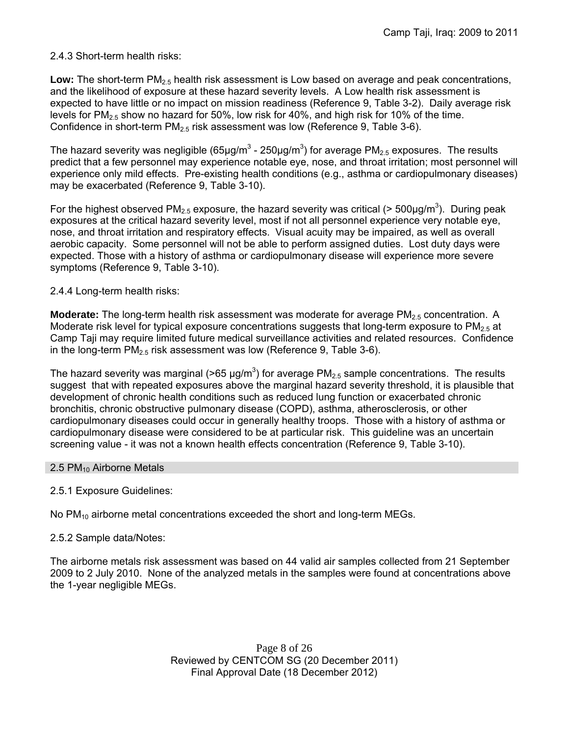2.4.3 Short-term health risks:

**Low:** The short-term $PM_{2.5}$ health risk assessment is Low based on average and peak concentrations, and the likelihood of exposure at these hazard severity levels. A Low health risk assessment is expected to have little or no impact on mission readiness (Reference 9, Table 3-2). Daily average risk levels for $PM_{2.5}$ show no hazard for 50%, low risk for 40%, and high risk for 10% of the time. Confidence in short-term $PM_{2.5}$ risk assessment was low (Reference 9, Table 3-6).

The hazard severity was negligible (65µg/m$^3$ - 250µg/m$^3$) for average $PM_{2.5}$ exposures. The results predict that a few personnel may experience notable eye, nose, and throat irritation; most personnel will experience only mild effects. Pre-existing health conditions (e.g., asthma or cardiopulmonary diseases) may be exacerbated (Reference 9, Table 3-10).

For the highest observed $PM_{2.5}$ exposure, the hazard severity was critical (> 500µg/m$^3$). During peak exposures at the critical hazard severity level, most if not all personnel experience very notable eye, nose, and throat irritation and respiratory effects. Visual acuity may be impaired, as well as overall aerobic capacity. Some personnel will not be able to perform assigned duties. Lost duty days were expected. Those with a history of asthma or cardiopulmonary disease will experience more severe symptoms (Reference 9, Table 3-10).

2.4.4 Long-term health risks:

**Moderate:** The long-term health risk assessment was moderate for average $PM_{2.5}$ concentration. A Moderate risk level for typical exposure concentrations suggests that long-term exposure to $PM_{2.5}$ at Camp Taji may require limited future medical surveillance activities and related resources. Confidence in the long-term $PM_{2.5}$ risk assessment was low (Reference 9, Table 3-6).

The hazard severity was marginal (>65 µg/m$^3$) for average $PM_{2.5}$ sample concentrations. The results suggest that with repeated exposures above the marginal hazard severity threshold, it is plausible that development of chronic health conditions such as reduced lung function or exacerbated chronic bronchitis, chronic obstructive pulmonary disease (COPD), asthma, atherosclerosis, or other cardiopulmonary diseases could occur in generally healthy troops. Those with a history of asthma or cardiopulmonary disease were considered to be at particular risk. This guideline was an uncertain screening value - it was not a known health effects concentration (Reference 9, Table 3-10).

## 2.5 $PM_{10}$ Airborne Metals

2.5.1 Exposure Guidelines:

No $PM_{10}$ airborne metal concentrations exceeded the short and long-term MEGs.

2.5.2 Sample data/Notes:

The airborne metals risk assessment was based on 44 valid air samples collected from 21 September 2009 to 2 July 2010. None of the analyzed metals in the samples were found at concentrations above the 1-year negligible MEGs.

Reviewed by CENTCOM SG (20 December 2011)
Final Approval Date (18 December 2012)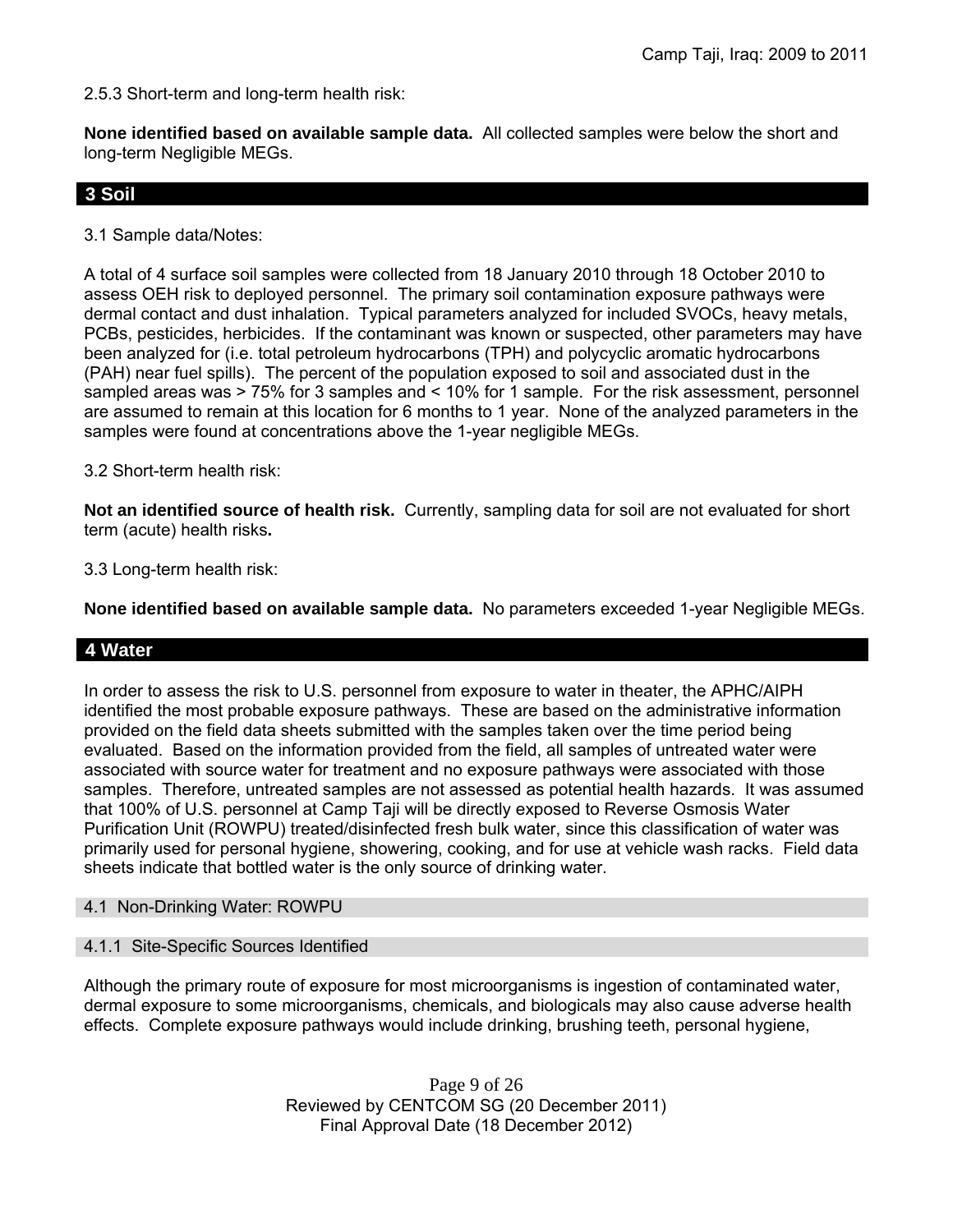2.5.3 Short-term and long-term health risk:

**None identified based on available sample data.** All collected samples were below the short and long-term Negligible MEGs.

## 3 Soil

3.1 Sample data/Notes:

A total of 4 surface soil samples were collected from 18 January 2010 through 18 October 2010 to assess OEH risk to deployed personnel. The primary soil contamination exposure pathways were dermal contact and dust inhalation. Typical parameters analyzed for included SVOCs, heavy metals, PCBs, pesticides, herbicides. If the contaminant was known or suspected, other parameters may have been analyzed for (i.e. total petroleum hydrocarbons (TPH) and polycyclic aromatic hydrocarbons (PAH) near fuel spills). The percent of the population exposed to soil and associated dust in the sampled areas was > 75% for 3 samples and < 10% for 1 sample. For the risk assessment, personnel are assumed to remain at this location for 6 months to 1 year. None of the analyzed parameters in the samples were found at concentrations above the 1-year negligible MEGs.

3.2 Short-term health risk:

**Not an identified source of health risk.** Currently, sampling data for soil are not evaluated for short term (acute) health risks**.**

3.3 Long-term health risk:

**None identified based on available sample data.** No parameters exceeded 1-year Negligible MEGs.

## 4 Water

In order to assess the risk to U.S. personnel from exposure to water in theater, the APHC/AIPH identified the most probable exposure pathways. These are based on the administrative information provided on the field data sheets submitted with the samples taken over the time period being evaluated. Based on the information provided from the field, all samples of untreated water were associated with source water for treatment and no exposure pathways were associated with those samples. Therefore, untreated samples are not assessed as potential health hazards. It was assumed that 100% of U.S. personnel at Camp Taji will be directly exposed to Reverse Osmosis Water Purification Unit (ROWPU) treated/disinfected fresh bulk water, since this classification of water was primarily used for personal hygiene, showering, cooking, and for use at vehicle wash racks. Field data sheets indicate that bottled water is the only source of drinking water.

### 4.1 Non-Drinking Water: ROWPU

#### 4.1.1 Site-Specific Sources Identified

Although the primary route of exposure for most microorganisms is ingestion of contaminated water, dermal exposure to some microorganisms, chemicals, and biologicals may also cause adverse health effects. Complete exposure pathways would include drinking, brushing teeth, personal hygiene,

Reviewed by CENTCOM SG (20 December 2011)
Final Approval Date (18 December 2012)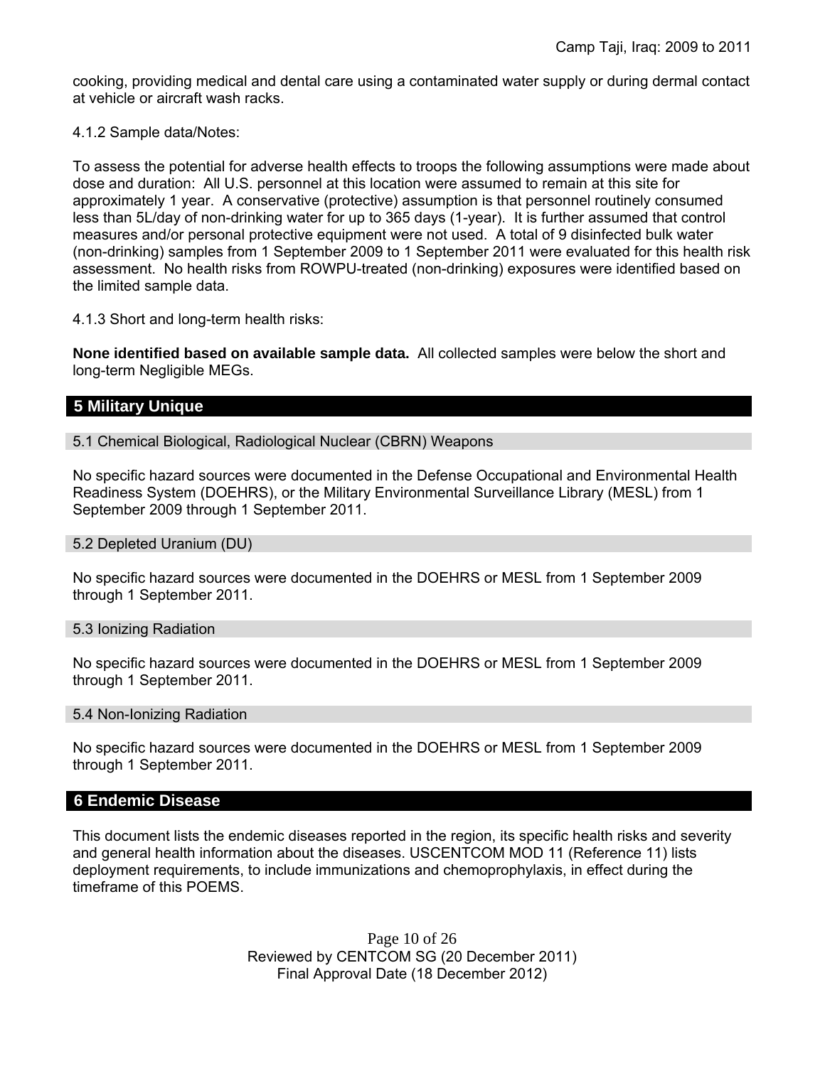cooking, providing medical and dental care using a contaminated water supply or during dermal contact at vehicle or aircraft wash racks.

4.1.2 Sample data/Notes:

To assess the potential for adverse health effects to troops the following assumptions were made about dose and duration: All U.S. personnel at this location were assumed to remain at this site for approximately 1 year. A conservative (protective) assumption is that personnel routinely consumed less than 5L/day of non-drinking water for up to 365 days (1-year). It is further assumed that control measures and/or personal protective equipment were not used. A total of 9 disinfected bulk water (non-drinking) samples from 1 September 2009 to 1 September 2011 were evaluated for this health risk assessment. No health risks from ROWPU-treated (non-drinking) exposures were identified based on the limited sample data.

4.1.3 Short and long-term health risks:

**None identified based on available sample data.** All collected samples were below the short and long-term Negligible MEGs.

## 5 Military Unique

### 5.1 Chemical Biological, Radiological Nuclear (CBRN) Weapons

No specific hazard sources were documented in the Defense Occupational and Environmental Health Readiness System (DOEHRS), or the Military Environmental Surveillance Library (MESL) from 1 September 2009 through 1 September 2011.

### 5.2 Depleted Uranium (DU)

No specific hazard sources were documented in the DOEHRS or MESL from 1 September 2009 through 1 September 2011.

### 5.3 Ionizing Radiation

No specific hazard sources were documented in the DOEHRS or MESL from 1 September 2009 through 1 September 2011.

### 5.4 Non-Ionizing Radiation

No specific hazard sources were documented in the DOEHRS or MESL from 1 September 2009 through 1 September 2011.

## 6 Endemic Disease

This document lists the endemic diseases reported in the region, its specific health risks and severity and general health information about the diseases. USCENTCOM MOD 11 (Reference 11) lists deployment requirements, to include immunizations and chemoprophylaxis, in effect during the timeframe of this POEMS.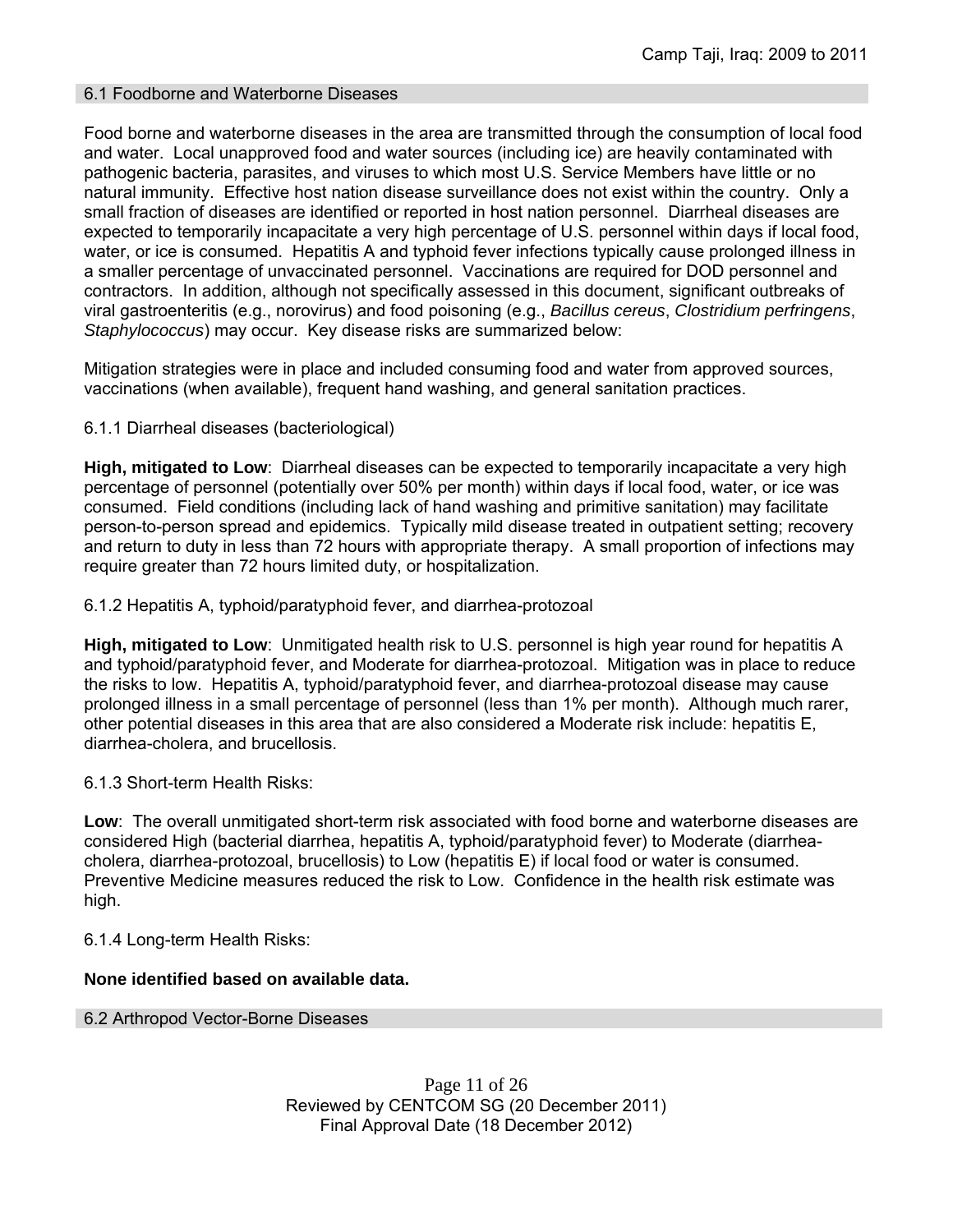## 6.1 Foodborne and Waterborne Diseases

Food borne and waterborne diseases in the area are transmitted through the consumption of local food and water. Local unapproved food and water sources (including ice) are heavily contaminated with pathogenic bacteria, parasites, and viruses to which most U.S. Service Members have little or no natural immunity. Effective host nation disease surveillance does not exist within the country. Only a small fraction of diseases are identified or reported in host nation personnel. Diarrheal diseases are expected to temporarily incapacitate a very high percentage of U.S. personnel within days if local food, water, or ice is consumed. Hepatitis A and typhoid fever infections typically cause prolonged illness in a smaller percentage of unvaccinated personnel. Vaccinations are required for DOD personnel and contractors. In addition, although not specifically assessed in this document, significant outbreaks of viral gastroenteritis (e.g., norovirus) and food poisoning (e.g., *Bacillus cereus*, *Clostridium perfringens*, *Staphylococcus*) may occur. Key disease risks are summarized below:

Mitigation strategies were in place and included consuming food and water from approved sources, vaccinations (when available), frequent hand washing, and general sanitation practices.

### 6.1.1 Diarrheal diseases (bacteriological)

**High, mitigated to Low**: Diarrheal diseases can be expected to temporarily incapacitate a very high percentage of personnel (potentially over 50% per month) within days if local food, water, or ice was consumed. Field conditions (including lack of hand washing and primitive sanitation) may facilitate person-to-person spread and epidemics. Typically mild disease treated in outpatient setting; recovery and return to duty in less than 72 hours with appropriate therapy. A small proportion of infections may require greater than 72 hours limited duty, or hospitalization.

### 6.1.2 Hepatitis A, typhoid/paratyphoid fever, and diarrhea-protozoal

**High, mitigated to Low**: Unmitigated health risk to U.S. personnel is high year round for hepatitis A and typhoid/paratyphoid fever, and Moderate for diarrhea-protozoal. Mitigation was in place to reduce the risks to low. Hepatitis A, typhoid/paratyphoid fever, and diarrhea-protozoal disease may cause prolonged illness in a small percentage of personnel (less than 1% per month). Although much rarer, other potential diseases in this area that are also considered a Moderate risk include: hepatitis E, diarrhea-cholera, and brucellosis.

### 6.1.3 Short-term Health Risks:

**Low**: The overall unmitigated short-term risk associated with food borne and waterborne diseases are considered High (bacterial diarrhea, hepatitis A, typhoid/paratyphoid fever) to Moderate (diarrhea-cholera, diarrhea-protozoal, brucellosis) to Low (hepatitis E) if local food or water is consumed. Preventive Medicine measures reduced the risk to Low. Confidence in the health risk estimate was high.

### 6.1.4 Long-term Health Risks:

**None identified based on available data.**

## 6.2 Arthropod Vector-Borne Diseases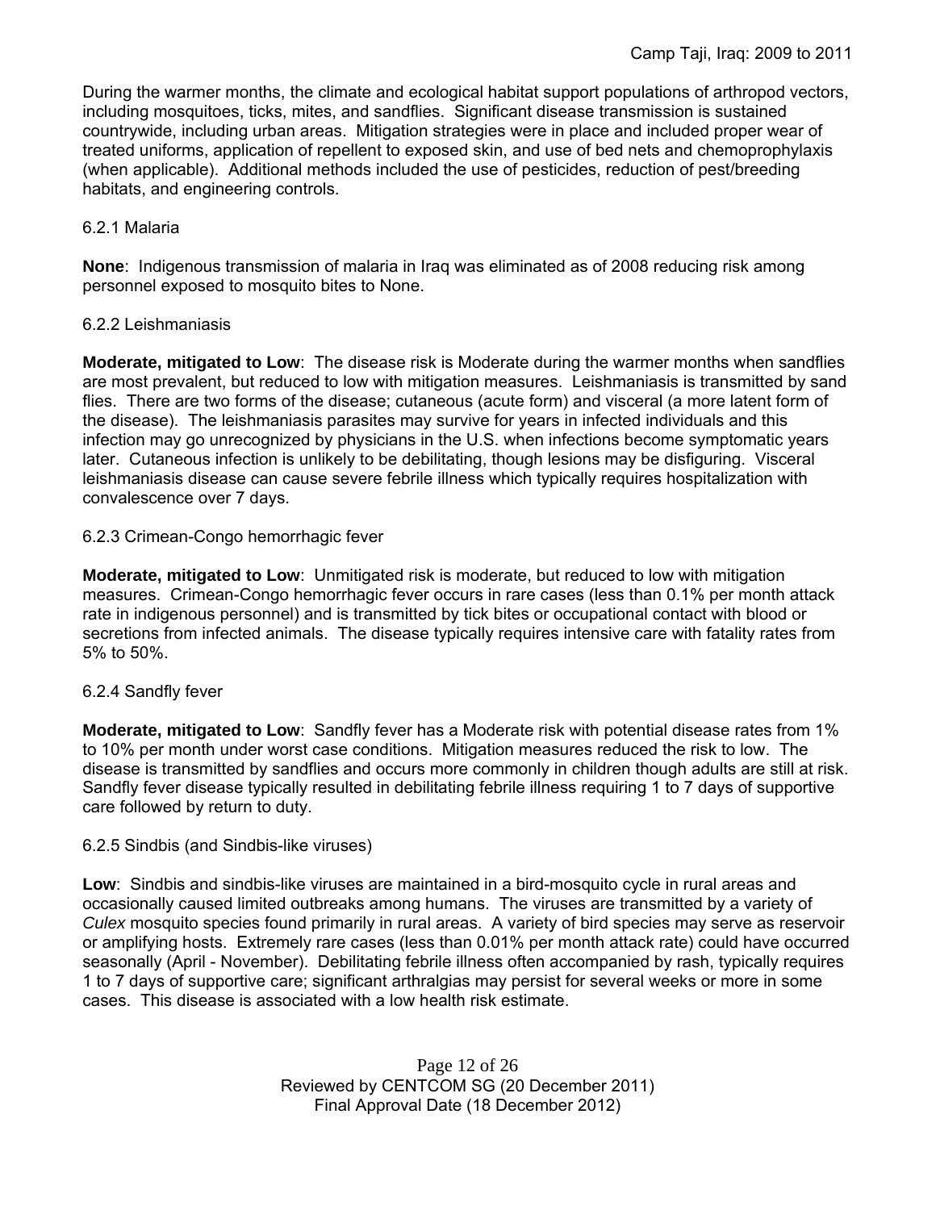During the warmer months, the climate and ecological habitat support populations of arthropod vectors, including mosquitoes, ticks, mites, and sandflies. Significant disease transmission is sustained countrywide, including urban areas. Mitigation strategies were in place and included proper wear of treated uniforms, application of repellent to exposed skin, and use of bed nets and chemoprophylaxis (when applicable). Additional methods included the use of pesticides, reduction of pest/breeding habitats, and engineering controls.

#### 6.2.1 Malaria

**None**: Indigenous transmission of malaria in Iraq was eliminated as of 2008 reducing risk among personnel exposed to mosquito bites to None.

#### 6.2.2 Leishmaniasis

**Moderate, mitigated to Low**: The disease risk is Moderate during the warmer months when sandflies are most prevalent, but reduced to low with mitigation measures. Leishmaniasis is transmitted by sand flies. There are two forms of the disease; cutaneous (acute form) and visceral (a more latent form of the disease). The leishmaniasis parasites may survive for years in infected individuals and this infection may go unrecognized by physicians in the U.S. when infections become symptomatic years later. Cutaneous infection is unlikely to be debilitating, though lesions may be disfiguring. Visceral leishmaniasis disease can cause severe febrile illness which typically requires hospitalization with convalescence over 7 days.

#### 6.2.3 Crimean-Congo hemorrhagic fever

**Moderate, mitigated to Low**: Unmitigated risk is moderate, but reduced to low with mitigation measures. Crimean-Congo hemorrhagic fever occurs in rare cases (less than 0.1% per month attack rate in indigenous personnel) and is transmitted by tick bites or occupational contact with blood or secretions from infected animals. The disease typically requires intensive care with fatality rates from 5% to 50%.

#### 6.2.4 Sandfly fever

**Moderate, mitigated to Low**: Sandfly fever has a Moderate risk with potential disease rates from 1% to 10% per month under worst case conditions. Mitigation measures reduced the risk to low. The disease is transmitted by sandflies and occurs more commonly in children though adults are still at risk. Sandfly fever disease typically resulted in debilitating febrile illness requiring 1 to 7 days of supportive care followed by return to duty.

#### 6.2.5 Sindbis (and Sindbis-like viruses)

**Low**: Sindbis and sindbis-like viruses are maintained in a bird-mosquito cycle in rural areas and occasionally caused limited outbreaks among humans. The viruses are transmitted by a variety of *Culex* mosquito species found primarily in rural areas. A variety of bird species may serve as reservoir or amplifying hosts. Extremely rare cases (less than 0.01% per month attack rate) could have occurred seasonally (April - November). Debilitating febrile illness often accompanied by rash, typically requires 1 to 7 days of supportive care; significant arthralgias may persist for several weeks or more in some cases. This disease is associated with a low health risk estimate.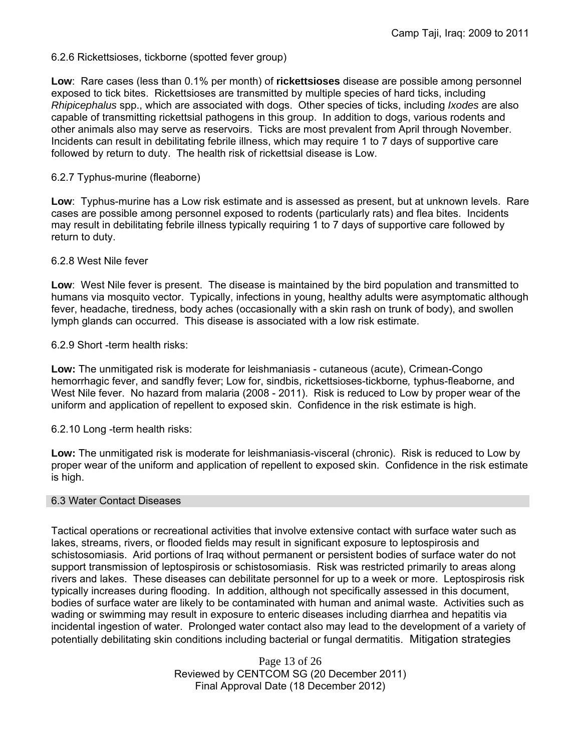6.2.6 Rickettsioses, tickborne (spotted fever group)

**Low**: Rare cases (less than 0.1% per month) of **rickettsioses** disease are possible among personnel exposed to tick bites. Rickettsioses are transmitted by multiple species of hard ticks, including *Rhipicephalus* spp., which are associated with dogs. Other species of ticks, including *Ixodes* are also capable of transmitting rickettsial pathogens in this group. In addition to dogs, various rodents and other animals also may serve as reservoirs. Ticks are most prevalent from April through November. Incidents can result in debilitating febrile illness, which may require 1 to 7 days of supportive care followed by return to duty. The health risk of rickettsial disease is Low.

6.2.7 Typhus-murine (fleaborne)

**Low**: Typhus-murine has a Low risk estimate and is assessed as present, but at unknown levels. Rare cases are possible among personnel exposed to rodents (particularly rats) and flea bites. Incidents may result in debilitating febrile illness typically requiring 1 to 7 days of supportive care followed by return to duty.

6.2.8 West Nile fever

**Low**: West Nile fever is present. The disease is maintained by the bird population and transmitted to humans via mosquito vector. Typically, infections in young, healthy adults were asymptomatic although fever, headache, tiredness, body aches (occasionally with a skin rash on trunk of body), and swollen lymph glands can occurred. This disease is associated with a low risk estimate.

6.2.9 Short -term health risks:

**Low:** The unmitigated risk is moderate for leishmaniasis - cutaneous (acute), Crimean-Congo hemorrhagic fever, and sandfly fever; Low for, sindbis, rickettsioses-tickborne, typhus-fleaborne, and West Nile fever. No hazard from malaria (2008 - 2011). Risk is reduced to Low by proper wear of the uniform and application of repellent to exposed skin. Confidence in the risk estimate is high.

6.2.10 Long -term health risks:

**Low:** The unmitigated risk is moderate for leishmaniasis-visceral (chronic). Risk is reduced to Low by proper wear of the uniform and application of repellent to exposed skin. Confidence in the risk estimate is high.

## 6.3 Water Contact Diseases

Tactical operations or recreational activities that involve extensive contact with surface water such as lakes, streams, rivers, or flooded fields may result in significant exposure to leptospirosis and schistosomiasis. Arid portions of Iraq without permanent or persistent bodies of surface water do not support transmission of leptospirosis or schistosomiasis. Risk was restricted primarily to areas along rivers and lakes. These diseases can debilitate personnel for up to a week or more. Leptospirosis risk typically increases during flooding. In addition, although not specifically assessed in this document, bodies of surface water are likely to be contaminated with human and animal waste. Activities such as wading or swimming may result in exposure to enteric diseases including diarrhea and hepatitis via incidental ingestion of water. Prolonged water contact also may lead to the development of a variety of potentially debilitating skin conditions including bacterial or fungal dermatitis. Mitigation strategies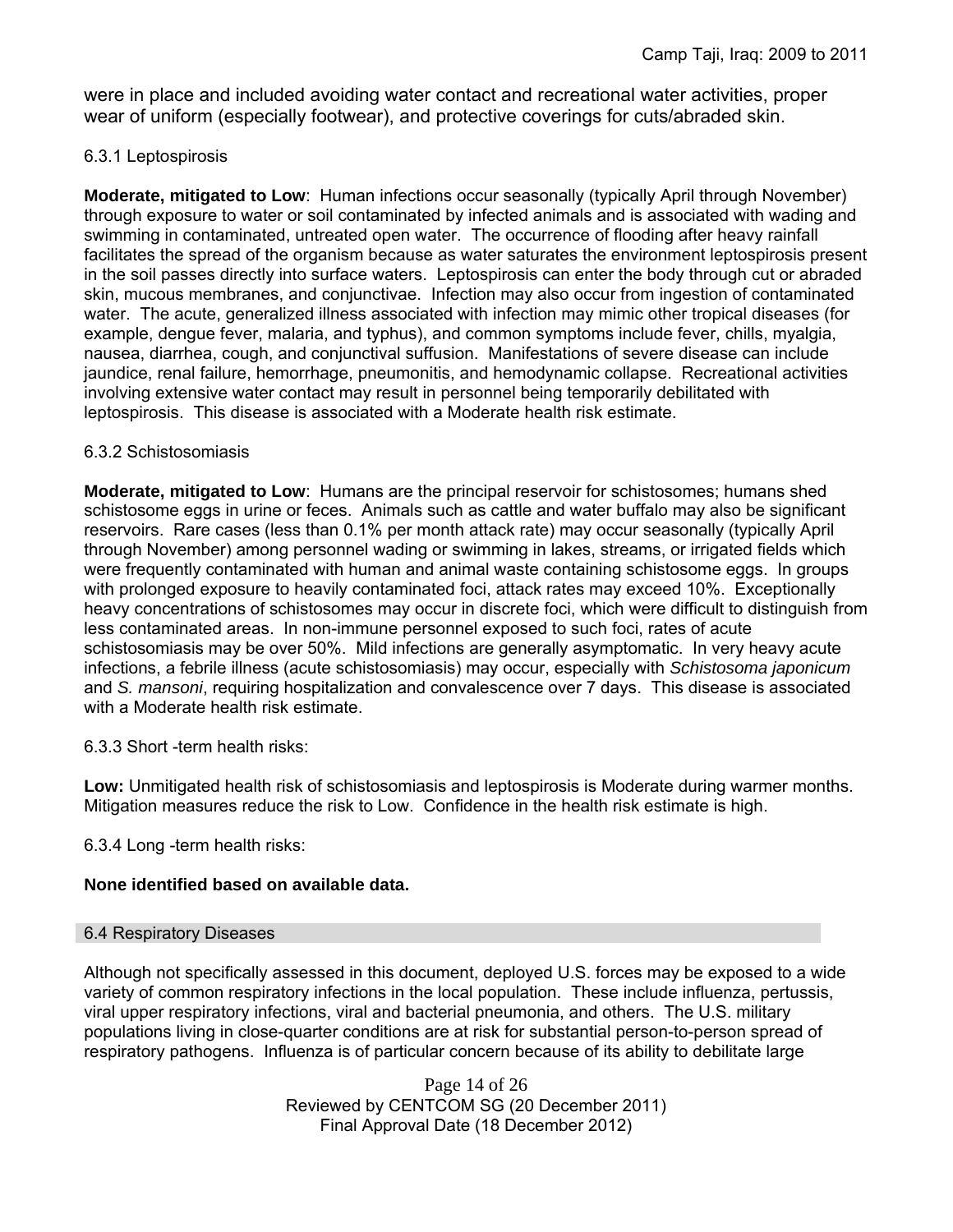were in place and included avoiding water contact and recreational water activities, proper wear of uniform (especially footwear), and protective coverings for cuts/abraded skin.

#### 6.3.1 Leptospirosis

**Moderate, mitigated to Low**: Human infections occur seasonally (typically April through November) through exposure to water or soil contaminated by infected animals and is associated with wading and swimming in contaminated, untreated open water. The occurrence of flooding after heavy rainfall facilitates the spread of the organism because as water saturates the environment leptospirosis present in the soil passes directly into surface waters. Leptospirosis can enter the body through cut or abraded skin, mucous membranes, and conjunctivae. Infection may also occur from ingestion of contaminated water. The acute, generalized illness associated with infection may mimic other tropical diseases (for example, dengue fever, malaria, and typhus), and common symptoms include fever, chills, myalgia, nausea, diarrhea, cough, and conjunctival suffusion. Manifestations of severe disease can include jaundice, renal failure, hemorrhage, pneumonitis, and hemodynamic collapse. Recreational activities involving extensive water contact may result in personnel being temporarily debilitated with leptospirosis. This disease is associated with a Moderate health risk estimate.

#### 6.3.2 Schistosomiasis

**Moderate, mitigated to Low**: Humans are the principal reservoir for schistosomes; humans shed schistosome eggs in urine or feces. Animals such as cattle and water buffalo may also be significant reservoirs. Rare cases (less than 0.1% per month attack rate) may occur seasonally (typically April through November) among personnel wading or swimming in lakes, streams, or irrigated fields which were frequently contaminated with human and animal waste containing schistosome eggs. In groups with prolonged exposure to heavily contaminated foci, attack rates may exceed 10%. Exceptionally heavy concentrations of schistosomes may occur in discrete foci, which were difficult to distinguish from less contaminated areas. In non-immune personnel exposed to such foci, rates of acute schistosomiasis may be over 50%. Mild infections are generally asymptomatic. In very heavy acute infections, a febrile illness (acute schistosomiasis) may occur, especially with *Schistosoma japonicum* and *S. mansoni*, requiring hospitalization and convalescence over 7 days. This disease is associated with a Moderate health risk estimate.

#### 6.3.3 Short -term health risks:

**Low:** Unmitigated health risk of schistosomiasis and leptospirosis is Moderate during warmer months. Mitigation measures reduce the risk to Low. Confidence in the health risk estimate is high.

#### 6.3.4 Long -term health risks:

**None identified based on available data.**

### 6.4 Respiratory Diseases

Although not specifically assessed in this document, deployed U.S. forces may be exposed to a wide variety of common respiratory infections in the local population. These include influenza, pertussis, viral upper respiratory infections, viral and bacterial pneumonia, and others. The U.S. military populations living in close-quarter conditions are at risk for substantial person-to-person spread of respiratory pathogens. Influenza is of particular concern because of its ability to debilitate large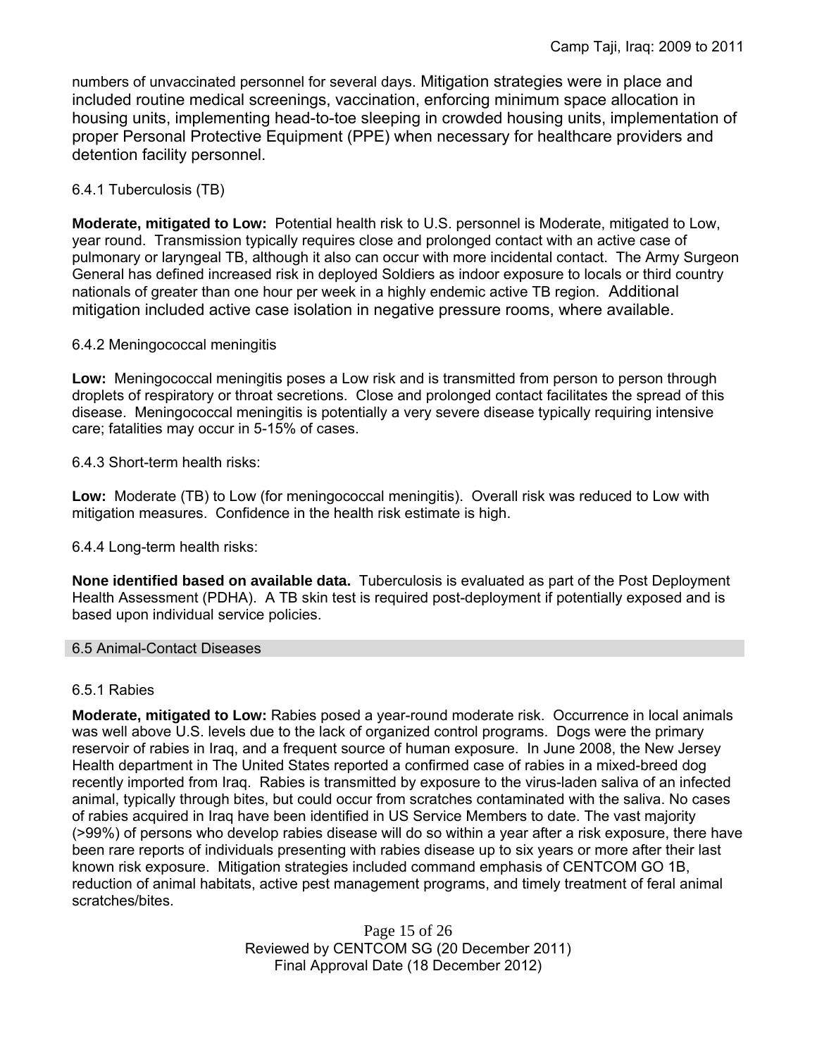numbers of unvaccinated personnel for several days. Mitigation strategies were in place and included routine medical screenings, vaccination, enforcing minimum space allocation in housing units, implementing head-to-toe sleeping in crowded housing units, implementation of proper Personal Protective Equipment (PPE) when necessary for healthcare providers and detention facility personnel.

6.4.1 Tuberculosis (TB)

**Moderate, mitigated to Low:** Potential health risk to U.S. personnel is Moderate, mitigated to Low, year round. Transmission typically requires close and prolonged contact with an active case of pulmonary or laryngeal TB, although it also can occur with more incidental contact. The Army Surgeon General has defined increased risk in deployed Soldiers as indoor exposure to locals or third country nationals of greater than one hour per week in a highly endemic active TB region. Additional mitigation included active case isolation in negative pressure rooms, where available.

6.4.2 Meningococcal meningitis

**Low:** Meningococcal meningitis poses a Low risk and is transmitted from person to person through droplets of respiratory or throat secretions. Close and prolonged contact facilitates the spread of this disease. Meningococcal meningitis is potentially a very severe disease typically requiring intensive care; fatalities may occur in 5-15% of cases.

6.4.3 Short-term health risks:

**Low:** Moderate (TB) to Low (for meningococcal meningitis). Overall risk was reduced to Low with mitigation measures. Confidence in the health risk estimate is high.

6.4.4 Long-term health risks:

**None identified based on available data.** Tuberculosis is evaluated as part of the Post Deployment Health Assessment (PDHA). A TB skin test is required post-deployment if potentially exposed and is based upon individual service policies.

## 6.5 Animal-Contact Diseases

6.5.1 Rabies

**Moderate, mitigated to Low:** Rabies posed a year-round moderate risk. Occurrence in local animals was well above U.S. levels due to the lack of organized control programs. Dogs were the primary reservoir of rabies in Iraq, and a frequent source of human exposure. In June 2008, the New Jersey Health department in The United States reported a confirmed case of rabies in a mixed-breed dog recently imported from Iraq. Rabies is transmitted by exposure to the virus-laden saliva of an infected animal, typically through bites, but could occur from scratches contaminated with the saliva. No cases of rabies acquired in Iraq have been identified in US Service Members to date. The vast majority (>99%) of persons who develop rabies disease will do so within a year after a risk exposure, there have been rare reports of individuals presenting with rabies disease up to six years or more after their last known risk exposure. Mitigation strategies included command emphasis of CENTCOM GO 1B, reduction of animal habitats, active pest management programs, and timely treatment of feral animal scratches/bites.

Reviewed by CENTCOM SG (20 December 2011)
Final Approval Date (18 December 2012)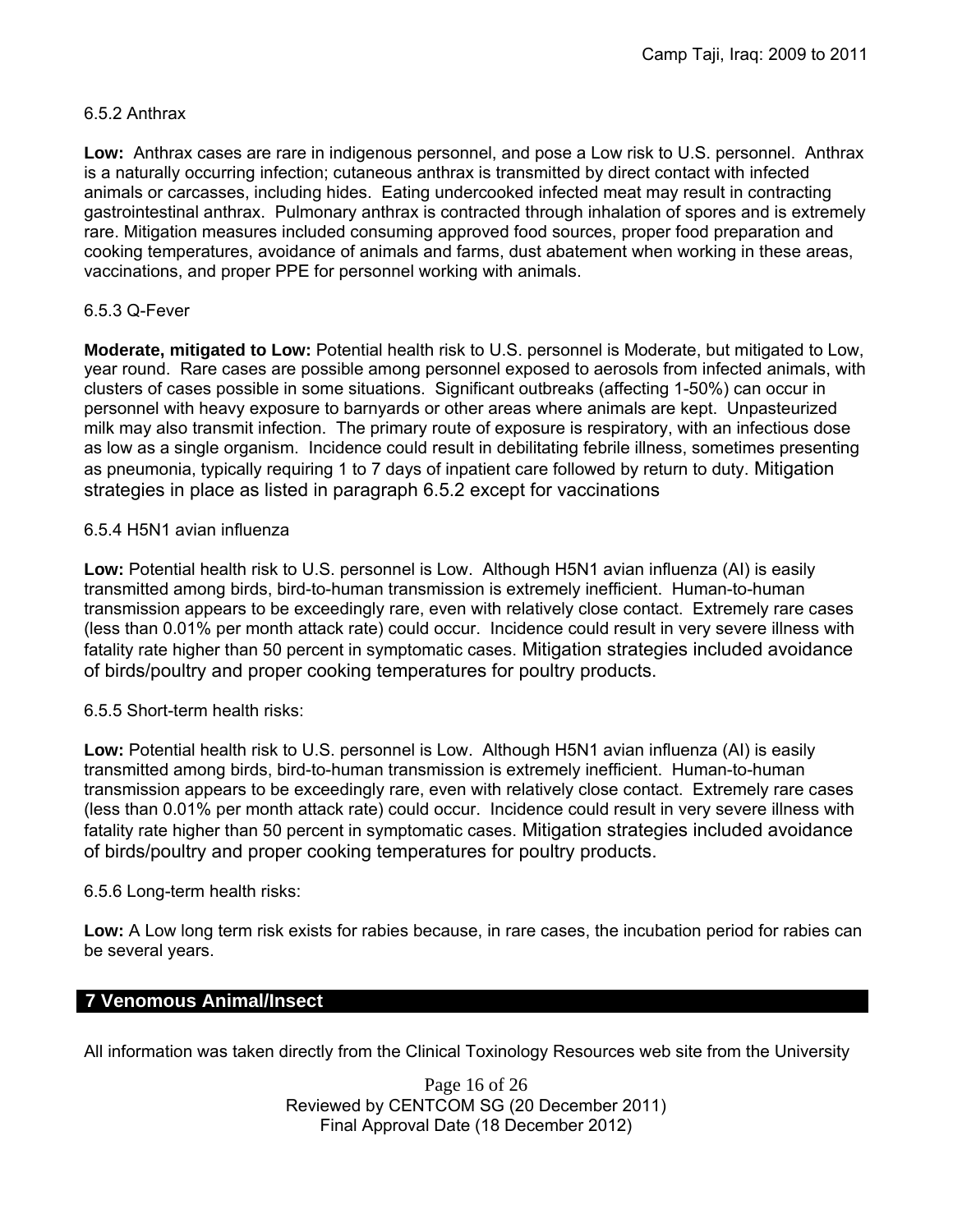### 6.5.2 Anthrax

**Low:** Anthrax cases are rare in indigenous personnel, and pose a Low risk to U.S. personnel. Anthrax is a naturally occurring infection; cutaneous anthrax is transmitted by direct contact with infected animals or carcasses, including hides. Eating undercooked infected meat may result in contracting gastrointestinal anthrax. Pulmonary anthrax is contracted through inhalation of spores and is extremely rare. Mitigation measures included consuming approved food sources, proper food preparation and cooking temperatures, avoidance of animals and farms, dust abatement when working in these areas, vaccinations, and proper PPE for personnel working with animals.

### 6.5.3 Q-Fever

**Moderate, mitigated to Low:** Potential health risk to U.S. personnel is Moderate, but mitigated to Low, year round. Rare cases are possible among personnel exposed to aerosols from infected animals, with clusters of cases possible in some situations. Significant outbreaks (affecting 1-50%) can occur in personnel with heavy exposure to barnyards or other areas where animals are kept. Unpasteurized milk may also transmit infection. The primary route of exposure is respiratory, with an infectious dose as low as a single organism. Incidence could result in debilitating febrile illness, sometimes presenting as pneumonia, typically requiring 1 to 7 days of inpatient care followed by return to duty. Mitigation strategies in place as listed in paragraph 6.5.2 except for vaccinations

### 6.5.4 H5N1 avian influenza

**Low:** Potential health risk to U.S. personnel is Low. Although H5N1 avian influenza (AI) is easily transmitted among birds, bird-to-human transmission is extremely inefficient. Human-to-human transmission appears to be exceedingly rare, even with relatively close contact. Extremely rare cases (less than 0.01% per month attack rate) could occur. Incidence could result in very severe illness with fatality rate higher than 50 percent in symptomatic cases. Mitigation strategies included avoidance of birds/poultry and proper cooking temperatures for poultry products.

### 6.5.5 Short-term health risks:

**Low:** Potential health risk to U.S. personnel is Low. Although H5N1 avian influenza (AI) is easily transmitted among birds, bird-to-human transmission is extremely inefficient. Human-to-human transmission appears to be exceedingly rare, even with relatively close contact. Extremely rare cases (less than 0.01% per month attack rate) could occur. Incidence could result in very severe illness with fatality rate higher than 50 percent in symptomatic cases. Mitigation strategies included avoidance of birds/poultry and proper cooking temperatures for poultry products.

### 6.5.6 Long-term health risks:

**Low:** A Low long term risk exists for rabies because, in rare cases, the incubation period for rabies can be several years.

## 7 Venomous Animal/Insect

All information was taken directly from the Clinical Toxinology Resources web site from the University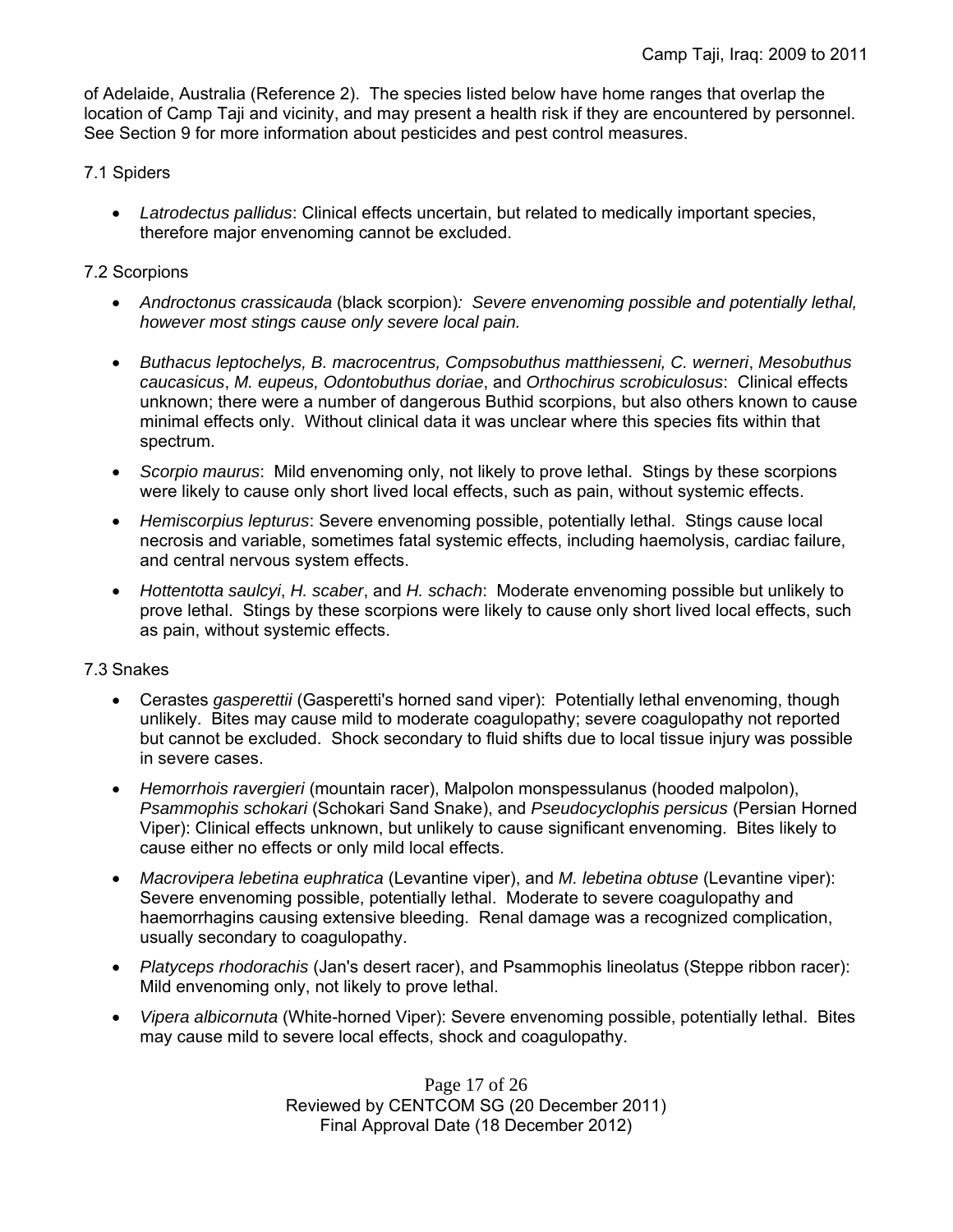of Adelaide, Australia (Reference 2). The species listed below have home ranges that overlap the location of Camp Taji and vicinity, and may present a health risk if they are encountered by personnel. See Section 9 for more information about pesticides and pest control measures.

### 7.1 Spiders

- *Latrodectus pallidus*: Clinical effects uncertain, but related to medically important species, therefore major envenoming cannot be excluded.

### 7.2 Scorpions

- *Androctonus crassicauda* (black scorpion)*: Severe envenoming possible and potentially lethal, however most stings cause only severe local pain.*
- *Buthacus leptochelys, B. macrocentrus, Compsobuthus matthiesseni, C. werneri*, *Mesobuthus caucasicus*, *M. eupeus, Odontobuthus doriae*, and *Orthochirus scrobiculosus*: Clinical effects unknown; there were a number of dangerous Buthid scorpions, but also others known to cause minimal effects only. Without clinical data it was unclear where this species fits within that spectrum.
- *Scorpio maurus*: Mild envenoming only, not likely to prove lethal. Stings by these scorpions were likely to cause only short lived local effects, such as pain, without systemic effects.
- *Hemiscorpius lepturus*: Severe envenoming possible, potentially lethal. Stings cause local necrosis and variable, sometimes fatal systemic effects, including haemolysis, cardiac failure, and central nervous system effects.
- *Hottentotta saulcyi*, *H. scaber*, and *H. schach*: Moderate envenoming possible but unlikely to prove lethal. Stings by these scorpions were likely to cause only short lived local effects, such as pain, without systemic effects.

### 7.3 Snakes

- Cerastes *gasperettii* (Gasperetti's horned sand viper): Potentially lethal envenoming, though unlikely. Bites may cause mild to moderate coagulopathy; severe coagulopathy not reported but cannot be excluded. Shock secondary to fluid shifts due to local tissue injury was possible in severe cases.
- *Hemorrhois ravergieri* (mountain racer), Malpolon monspessulanus (hooded malpolon), *Psammophis schokari* (Schokari Sand Snake), and *Pseudocyclophis persicus* (Persian Horned Viper): Clinical effects unknown, but unlikely to cause significant envenoming. Bites likely to cause either no effects or only mild local effects.
- *Macrovipera lebetina euphratica* (Levantine viper), and *M. lebetina obtuse* (Levantine viper): Severe envenoming possible, potentially lethal. Moderate to severe coagulopathy and haemorrhagins causing extensive bleeding. Renal damage was a recognized complication, usually secondary to coagulopathy.
- *Platyceps rhodorachis* (Jan's desert racer), and Psammophis lineolatus (Steppe ribbon racer): Mild envenoming only, not likely to prove lethal.
- *Vipera albicornuta* (White-horned Viper): Severe envenoming possible, potentially lethal. Bites may cause mild to severe local effects, shock and coagulopathy.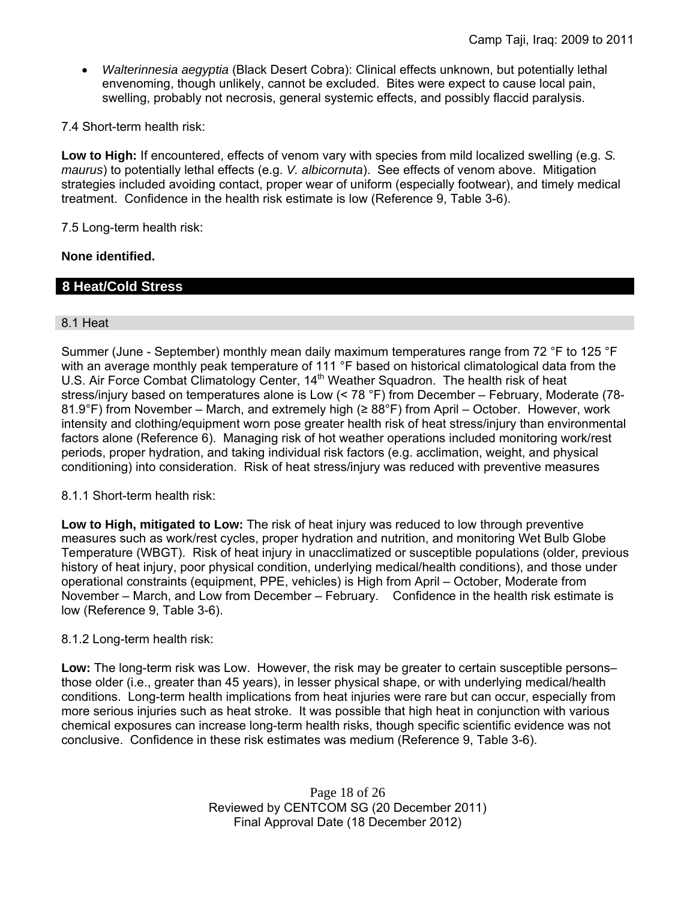- *Walterinnesia aegyptia* (Black Desert Cobra): Clinical effects unknown, but potentially lethal envenoming, though unlikely, cannot be excluded. Bites were expect to cause local pain, swelling, probably not necrosis, general systemic effects, and possibly flaccid paralysis.

7.4 Short-term health risk:

**Low to High:** If encountered, effects of venom vary with species from mild localized swelling (e.g. *S. maurus*) to potentially lethal effects (e.g. *V. albicornuta*). See effects of venom above. Mitigation strategies included avoiding contact, proper wear of uniform (especially footwear), and timely medical treatment. Confidence in the health risk estimate is low (Reference 9, Table 3-6).

7.5 Long-term health risk:

**None identified.**

## 8 Heat/Cold Stress

### 8.1 Heat

Summer (June - September) monthly mean daily maximum temperatures range from 72 °F to 125 °F with an average monthly peak temperature of 111 °F based on historical climatological data from the U.S. Air Force Combat Climatology Center, 14th Weather Squadron. The health risk of heat stress/injury based on temperatures alone is Low (< 78 °F) from December – February, Moderate (78-81.9°F) from November – March, and extremely high (≥ 88°F) from April – October. However, work intensity and clothing/equipment worn pose greater health risk of heat stress/injury than environmental factors alone (Reference 6). Managing risk of hot weather operations included monitoring work/rest periods, proper hydration, and taking individual risk factors (e.g. acclimation, weight, and physical conditioning) into consideration. Risk of heat stress/injury was reduced with preventive measures

8.1.1 Short-term health risk:

**Low to High, mitigated to Low:** The risk of heat injury was reduced to low through preventive measures such as work/rest cycles, proper hydration and nutrition, and monitoring Wet Bulb Globe Temperature (WBGT). Risk of heat injury in unacclimatized or susceptible populations (older, previous history of heat injury, poor physical condition, underlying medical/health conditions), and those under operational constraints (equipment, PPE, vehicles) is High from April – October, Moderate from November – March, and Low from December – February. Confidence in the health risk estimate is low (Reference 9, Table 3-6).

8.1.2 Long-term health risk:

**Low:** The long-term risk was Low. However, the risk may be greater to certain susceptible persons– those older (i.e., greater than 45 years), in lesser physical shape, or with underlying medical/health conditions. Long-term health implications from heat injuries were rare but can occur, especially from more serious injuries such as heat stroke. It was possible that high heat in conjunction with various chemical exposures can increase long-term health risks, though specific scientific evidence was not conclusive. Confidence in these risk estimates was medium (Reference 9, Table 3-6).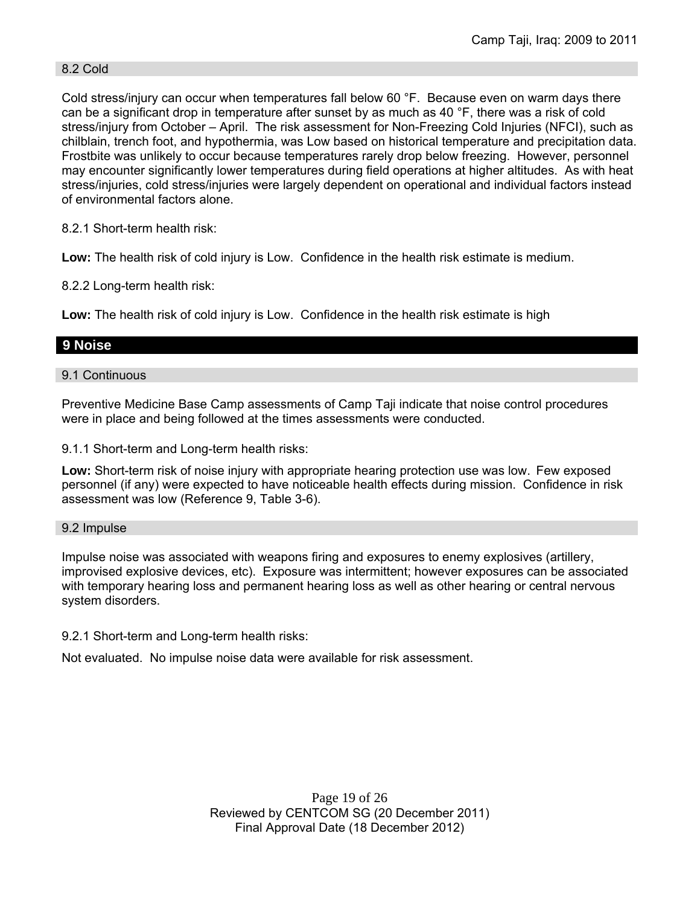### 8.2 Cold

Cold stress/injury can occur when temperatures fall below 60 °F. Because even on warm days there can be a significant drop in temperature after sunset by as much as 40 °F, there was a risk of cold stress/injury from October – April. The risk assessment for Non-Freezing Cold Injuries (NFCI), such as chilblain, trench foot, and hypothermia, was Low based on historical temperature and precipitation data. Frostbite was unlikely to occur because temperatures rarely drop below freezing. However, personnel may encounter significantly lower temperatures during field operations at higher altitudes. As with heat stress/injuries, cold stress/injuries were largely dependent on operational and individual factors instead of environmental factors alone.

8.2.1 Short-term health risk:

**Low:** The health risk of cold injury is Low. Confidence in the health risk estimate is medium.

8.2.2 Long-term health risk:

**Low:** The health risk of cold injury is Low. Confidence in the health risk estimate is high

## 9 Noise

### 9.1 Continuous

Preventive Medicine Base Camp assessments of Camp Taji indicate that noise control procedures were in place and being followed at the times assessments were conducted.

9.1.1 Short-term and Long-term health risks:

**Low:** Short-term risk of noise injury with appropriate hearing protection use was low. Few exposed personnel (if any) were expected to have noticeable health effects during mission. Confidence in risk assessment was low (Reference 9, Table 3-6).

### 9.2 Impulse

Impulse noise was associated with weapons firing and exposures to enemy explosives (artillery, improvised explosive devices, etc). Exposure was intermittent; however exposures can be associated with temporary hearing loss and permanent hearing loss as well as other hearing or central nervous system disorders.

9.2.1 Short-term and Long-term health risks:

Not evaluated. No impulse noise data were available for risk assessment.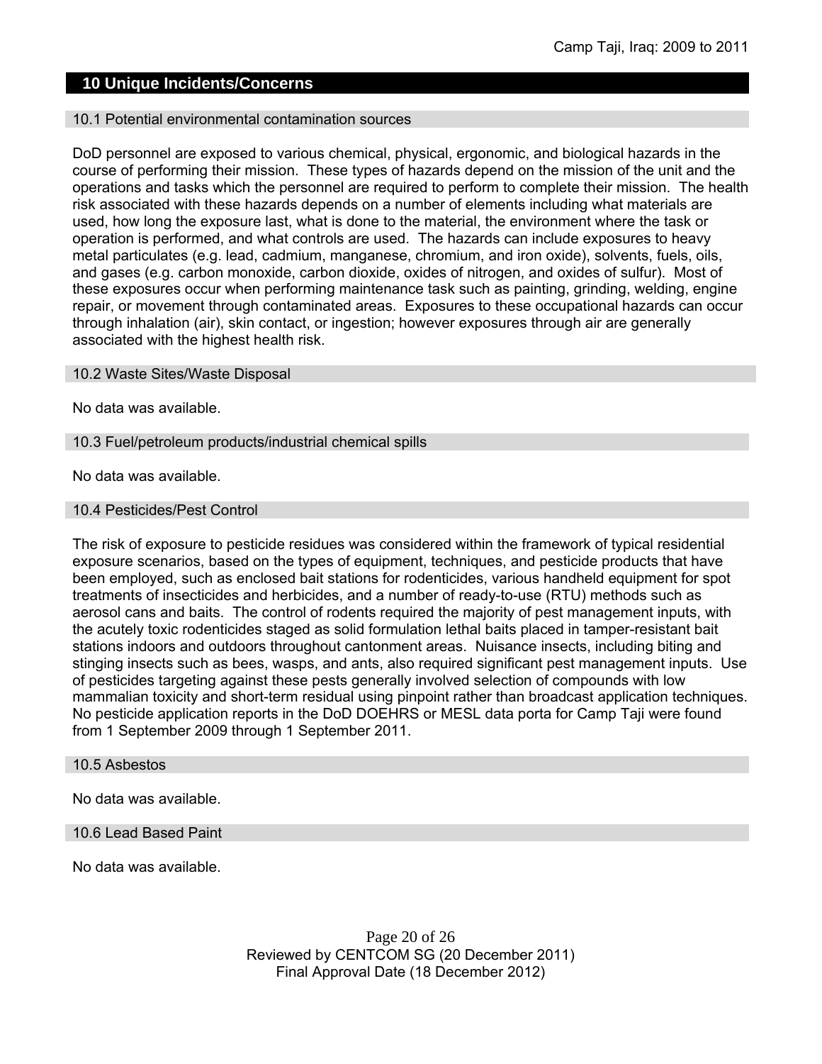## 10 Unique Incidents/Concerns

### 10.1 Potential environmental contamination sources

DoD personnel are exposed to various chemical, physical, ergonomic, and biological hazards in the course of performing their mission. These types of hazards depend on the mission of the unit and the operations and tasks which the personnel are required to perform to complete their mission. The health risk associated with these hazards depends on a number of elements including what materials are used, how long the exposure last, what is done to the material, the environment where the task or operation is performed, and what controls are used. The hazards can include exposures to heavy metal particulates (e.g. lead, cadmium, manganese, chromium, and iron oxide), solvents, fuels, oils, and gases (e.g. carbon monoxide, carbon dioxide, oxides of nitrogen, and oxides of sulfur). Most of these exposures occur when performing maintenance task such as painting, grinding, welding, engine repair, or movement through contaminated areas. Exposures to these occupational hazards can occur through inhalation (air), skin contact, or ingestion; however exposures through air are generally associated with the highest health risk.

### 10.2 Waste Sites/Waste Disposal

No data was available.

### 10.3 Fuel/petroleum products/industrial chemical spills

No data was available.

### 10.4 Pesticides/Pest Control

The risk of exposure to pesticide residues was considered within the framework of typical residential exposure scenarios, based on the types of equipment, techniques, and pesticide products that have been employed, such as enclosed bait stations for rodenticides, various handheld equipment for spot treatments of insecticides and herbicides, and a number of ready-to-use (RTU) methods such as aerosol cans and baits. The control of rodents required the majority of pest management inputs, with the acutely toxic rodenticides staged as solid formulation lethal baits placed in tamper-resistant bait stations indoors and outdoors throughout cantonment areas. Nuisance insects, including biting and stinging insects such as bees, wasps, and ants, also required significant pest management inputs. Use of pesticides targeting against these pests generally involved selection of compounds with low mammalian toxicity and short-term residual using pinpoint rather than broadcast application techniques. No pesticide application reports in the DoD DOEHRS or MESL data porta for Camp Taji were found from 1 September 2009 through 1 September 2011.

### 10.5 Asbestos

No data was available.

### 10.6 Lead Based Paint

No data was available.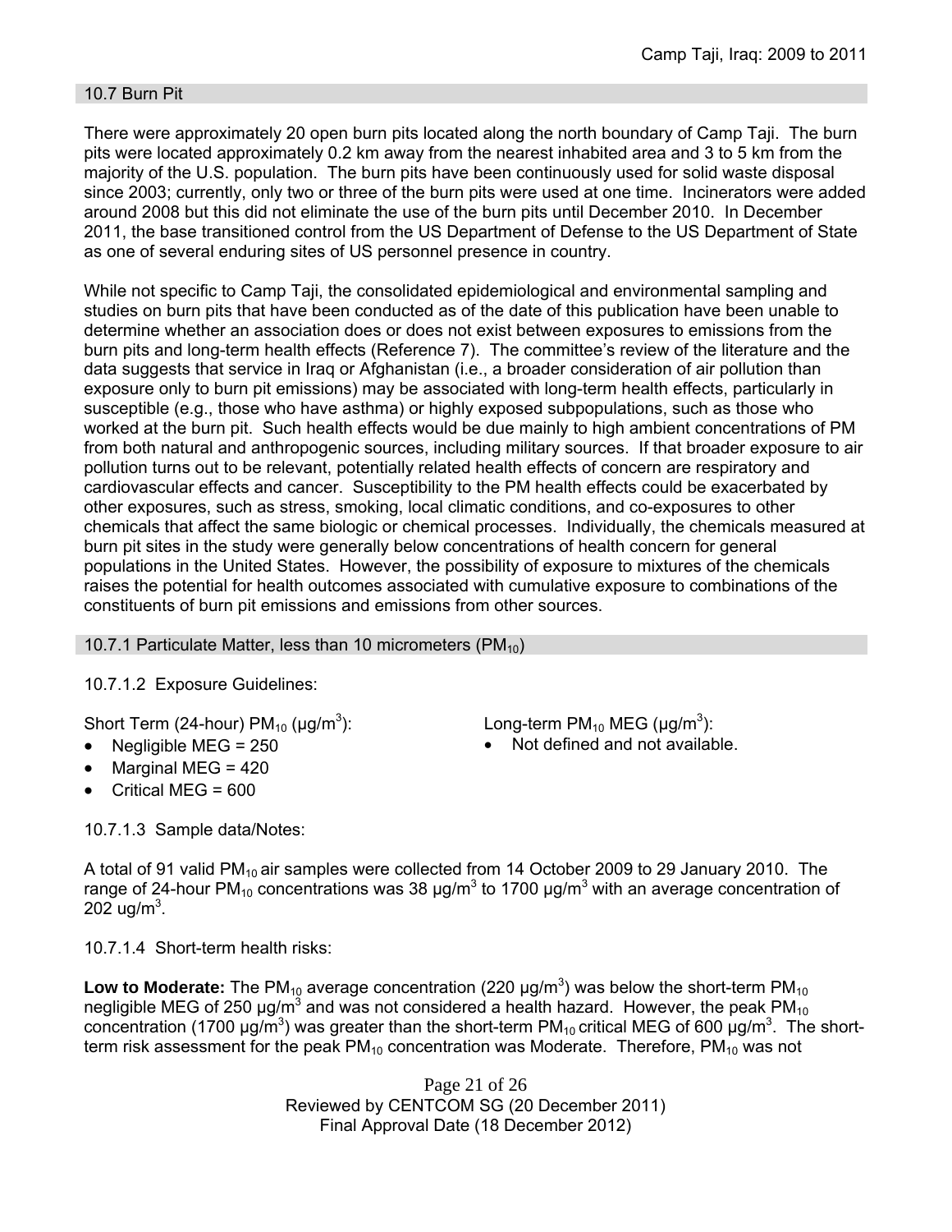## 10.7 Burn Pit

There were approximately 20 open burn pits located along the north boundary of Camp Taji. The burn pits were located approximately 0.2 km away from the nearest inhabited area and 3 to 5 km from the majority of the U.S. population. The burn pits have been continuously used for solid waste disposal since 2003; currently, only two or three of the burn pits were used at one time. Incinerators were added around 2008 but this did not eliminate the use of the burn pits until December 2010. In December 2011, the base transitioned control from the US Department of Defense to the US Department of State as one of several enduring sites of US personnel presence in country.

While not specific to Camp Taji, the consolidated epidemiological and environmental sampling and studies on burn pits that have been conducted as of the date of this publication have been unable to determine whether an association does or does not exist between exposures to emissions from the burn pits and long-term health effects (Reference 7). The committee's review of the literature and the data suggests that service in Iraq or Afghanistan (i.e., a broader consideration of air pollution than exposure only to burn pit emissions) may be associated with long-term health effects, particularly in susceptible (e.g., those who have asthma) or highly exposed subpopulations, such as those who worked at the burn pit. Such health effects would be due mainly to high ambient concentrations of PM from both natural and anthropogenic sources, including military sources. If that broader exposure to air pollution turns out to be relevant, potentially related health effects of concern are respiratory and cardiovascular effects and cancer. Susceptibility to the PM health effects could be exacerbated by other exposures, such as stress, smoking, local climatic conditions, and co-exposures to other chemicals that affect the same biologic or chemical processes. Individually, the chemicals measured at burn pit sites in the study were generally below concentrations of health concern for general populations in the United States. However, the possibility of exposure to mixtures of the chemicals raises the potential for health outcomes associated with cumulative exposure to combinations of the constituents of burn pit emissions and emissions from other sources.

### 10.7.1 Particulate Matter, less than 10 micrometers ($PM_{10}$)

10.7.1.2 Exposure Guidelines:

Short Term (24-hour) $PM_{10}$ ($\mu g/m^3$):

- Negligible MEG = 250
- Marginal MEG = 420
- Critical MEG = 600

Long-term $PM_{10}$ MEG ($\mu g/m^3$):

- Not defined and not available.

10.7.1.3 Sample data/Notes:

A total of 91 valid $PM_{10}$ air samples were collected from 14 October 2009 to 29 January 2010. The range of 24-hour $PM_{10}$ concentrations was 38 $\mu g/m^3$ to 1700 $\mu g/m^3$ with an average concentration of 202 $ug/m^3$.

10.7.1.4 Short-term health risks:

**Low to Moderate:** The $PM_{10}$ average concentration (220 $\mu g/m^3$) was below the short-term $PM_{10}$ negligible MEG of 250 $\mu g/m^3$ and was not considered a health hazard. However, the peak $PM_{10}$ concentration (1700 $\mu g/m^3$) was greater than the short-term $PM_{10}$ critical MEG of 600 $\mu g/m^3$. The short-term risk assessment for the peak $PM_{10}$ concentration was Moderate. Therefore, $PM_{10}$ was not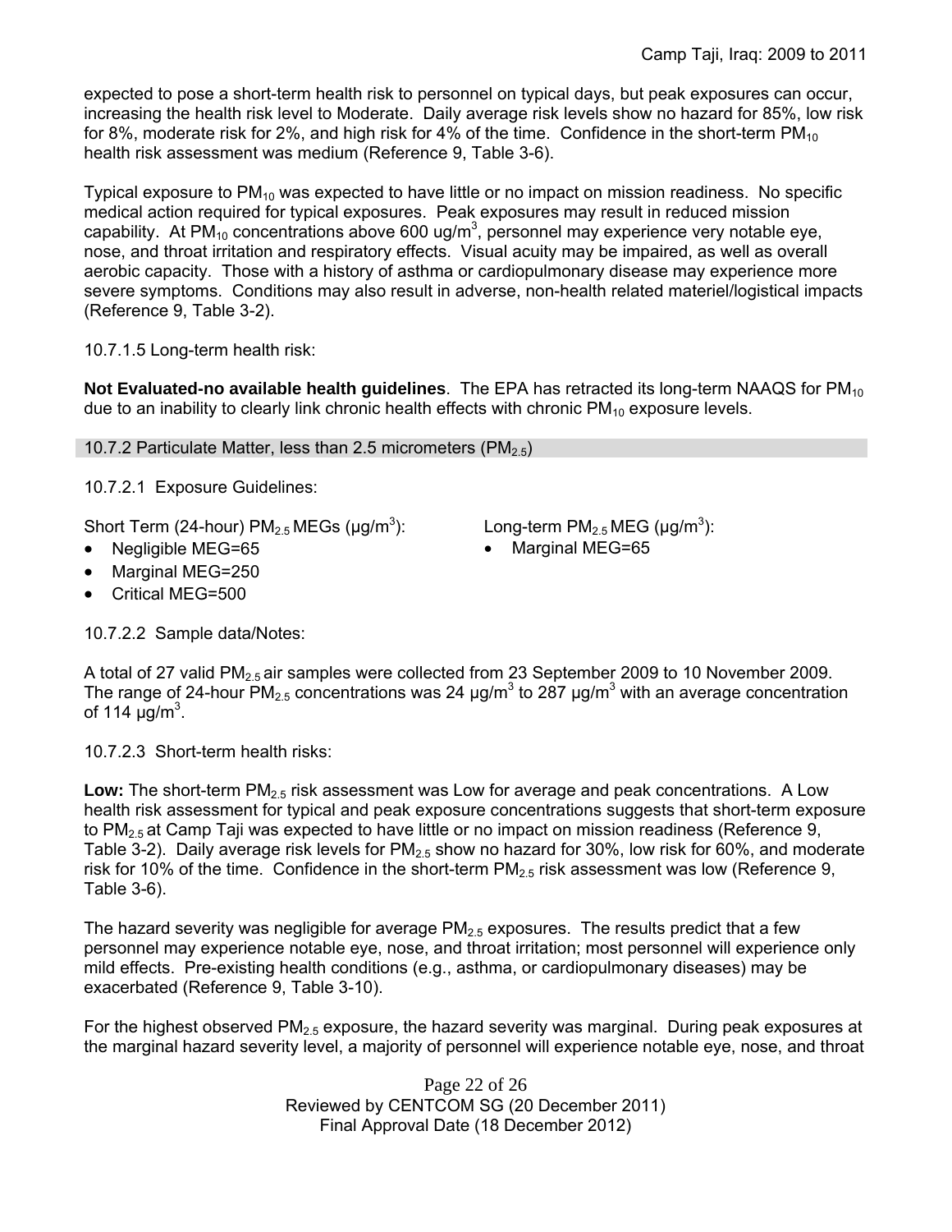expected to pose a short-term health risk to personnel on typical days, but peak exposures can occur, increasing the health risk level to Moderate. Daily average risk levels show no hazard for 85%, low risk for 8%, moderate risk for 2%, and high risk for 4% of the time. Confidence in the short-term $PM_{10}$ health risk assessment was medium (Reference 9, Table 3-6).

Typical exposure to $PM_{10}$ was expected to have little or no impact on mission readiness. No specific medical action required for typical exposures. Peak exposures may result in reduced mission capability. At $PM_{10}$ concentrations above 600 ug/m$^3$, personnel may experience very notable eye, nose, and throat irritation and respiratory effects. Visual acuity may be impaired, as well as overall aerobic capacity. Those with a history of asthma or cardiopulmonary disease may experience more severe symptoms. Conditions may also result in adverse, non-health related materiel/logistical impacts (Reference 9, Table 3-2).

10.7.1.5 Long-term health risk:

**Not Evaluated-no available health guidelines**. The EPA has retracted its long-term NAAQS for $PM_{10}$ due to an inability to clearly link chronic health effects with chronic $PM_{10}$ exposure levels.

### 10.7.2 Particulate Matter, less than 2.5 micrometers ($PM_{2.5}$)

10.7.2.1 Exposure Guidelines:

Short Term (24-hour) $PM_{2.5}$ MEGs (µg/m$^3$):

- Negligible MEG=65
- Marginal MEG=250
- Critical MEG=500

Long-term $PM_{2.5}$ MEG (µg/m$^3$):

- Marginal MEG=65

10.7.2.2 Sample data/Notes:

A total of 27 valid $PM_{2.5}$ air samples were collected from 23 September 2009 to 10 November 2009. The range of 24-hour $PM_{2.5}$ concentrations was 24 µg/m$^3$ to 287 µg/m$^3$ with an average concentration of 114 µg/m$^3$.

10.7.2.3 Short-term health risks:

**Low:** The short-term $PM_{2.5}$ risk assessment was Low for average and peak concentrations. A Low health risk assessment for typical and peak exposure concentrations suggests that short-term exposure to $PM_{2.5}$ at Camp Taji was expected to have little or no impact on mission readiness (Reference 9, Table 3-2). Daily average risk levels for $PM_{2.5}$ show no hazard for 30%, low risk for 60%, and moderate risk for 10% of the time. Confidence in the short-term $PM_{2.5}$ risk assessment was low (Reference 9, Table 3-6).

The hazard severity was negligible for average $PM_{2.5}$ exposures. The results predict that a few personnel may experience notable eye, nose, and throat irritation; most personnel will experience only mild effects. Pre-existing health conditions (e.g., asthma, or cardiopulmonary diseases) may be exacerbated (Reference 9, Table 3-10).

For the highest observed $PM_{2.5}$ exposure, the hazard severity was marginal. During peak exposures at the marginal hazard severity level, a majority of personnel will experience notable eye, nose, and throat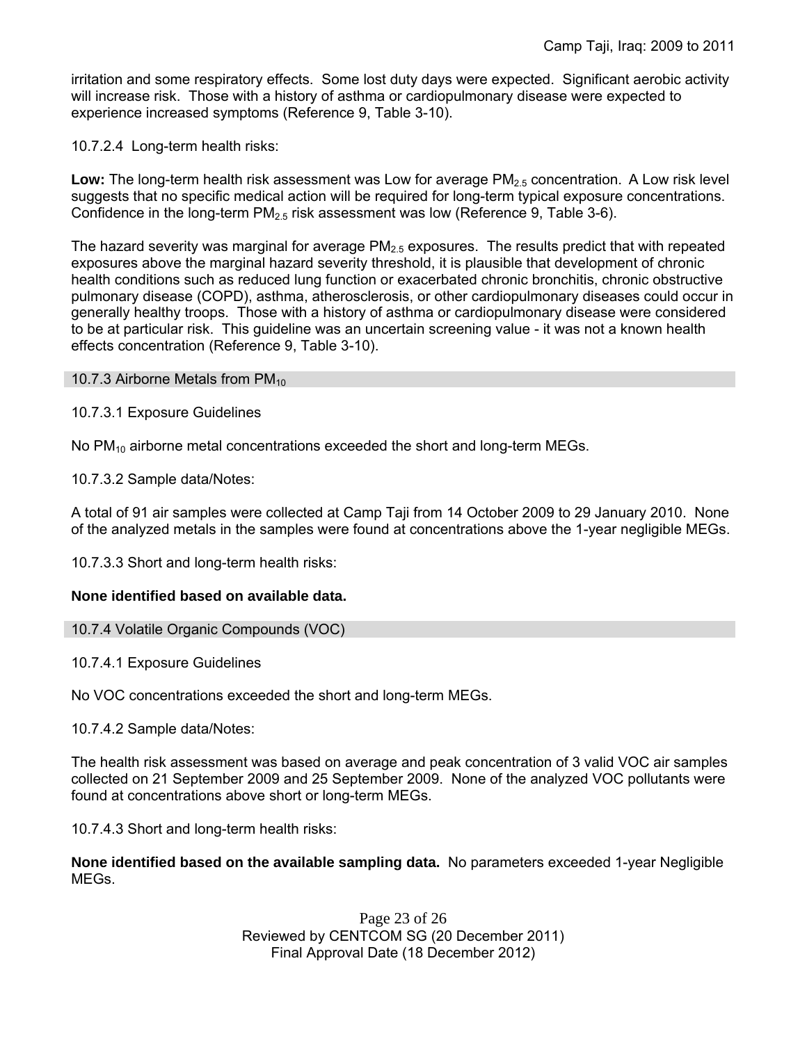irritation and some respiratory effects. Some lost duty days were expected. Significant aerobic activity will increase risk. Those with a history of asthma or cardiopulmonary disease were expected to experience increased symptoms (Reference 9, Table 3-10).

10.7.2.4 Long-term health risks:

**Low:** The long-term health risk assessment was Low for average $PM_{2.5}$ concentration. A Low risk level suggests that no specific medical action will be required for long-term typical exposure concentrations. Confidence in the long-term $PM_{2.5}$ risk assessment was low (Reference 9, Table 3-6).

The hazard severity was marginal for average $PM_{2.5}$ exposures. The results predict that with repeated exposures above the marginal hazard severity threshold, it is plausible that development of chronic health conditions such as reduced lung function or exacerbated chronic bronchitis, chronic obstructive pulmonary disease (COPD), asthma, atherosclerosis, or other cardiopulmonary diseases could occur in generally healthy troops. Those with a history of asthma or cardiopulmonary disease were considered to be at particular risk. This guideline was an uncertain screening value - it was not a known health effects concentration (Reference 9, Table 3-10).

### 10.7.3 Airborne Metals from $PM_{10}$

10.7.3.1 Exposure Guidelines

No $PM_{10}$ airborne metal concentrations exceeded the short and long-term MEGs.

10.7.3.2 Sample data/Notes:

A total of 91 air samples were collected at Camp Taji from 14 October 2009 to 29 January 2010. None of the analyzed metals in the samples were found at concentrations above the 1-year negligible MEGs.

10.7.3.3 Short and long-term health risks:

**None identified based on available data.**

### 10.7.4 Volatile Organic Compounds (VOC)

10.7.4.1 Exposure Guidelines

No VOC concentrations exceeded the short and long-term MEGs.

10.7.4.2 Sample data/Notes:

The health risk assessment was based on average and peak concentration of 3 valid VOC air samples collected on 21 September 2009 and 25 September 2009. None of the analyzed VOC pollutants were found at concentrations above short or long-term MEGs.

10.7.4.3 Short and long-term health risks:

**None identified based on the available sampling data.** No parameters exceeded 1-year Negligible MEGs.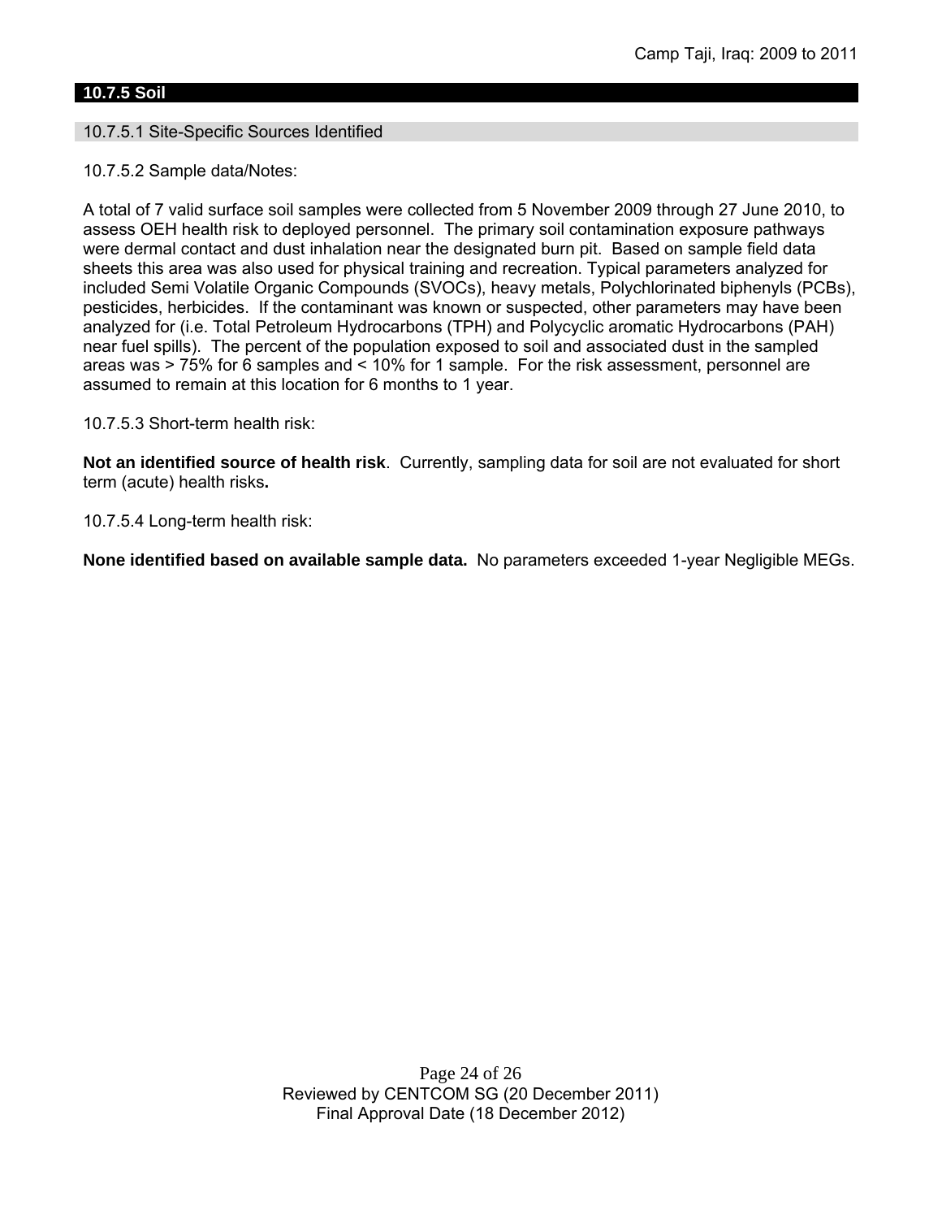### 10.7.5 Soil

#### 10.7.5.1 Site-Specific Sources Identified

10.7.5.2 Sample data/Notes:

A total of 7 valid surface soil samples were collected from 5 November 2009 through 27 June 2010, to assess OEH health risk to deployed personnel. The primary soil contamination exposure pathways were dermal contact and dust inhalation near the designated burn pit. Based on sample field data sheets this area was also used for physical training and recreation. Typical parameters analyzed for included Semi Volatile Organic Compounds (SVOCs), heavy metals, Polychlorinated biphenyls (PCBs), pesticides, herbicides. If the contaminant was known or suspected, other parameters may have been analyzed for (i.e. Total Petroleum Hydrocarbons (TPH) and Polycyclic aromatic Hydrocarbons (PAH) near fuel spills). The percent of the population exposed to soil and associated dust in the sampled areas was > 75% for 6 samples and < 10% for 1 sample. For the risk assessment, personnel are assumed to remain at this location for 6 months to 1 year.

10.7.5.3 Short-term health risk:

**Not an identified source of health risk**. Currently, sampling data for soil are not evaluated for short term (acute) health risks**.**

10.7.5.4 Long-term health risk:

**None identified based on available sample data.** No parameters exceeded 1-year Negligible MEGs.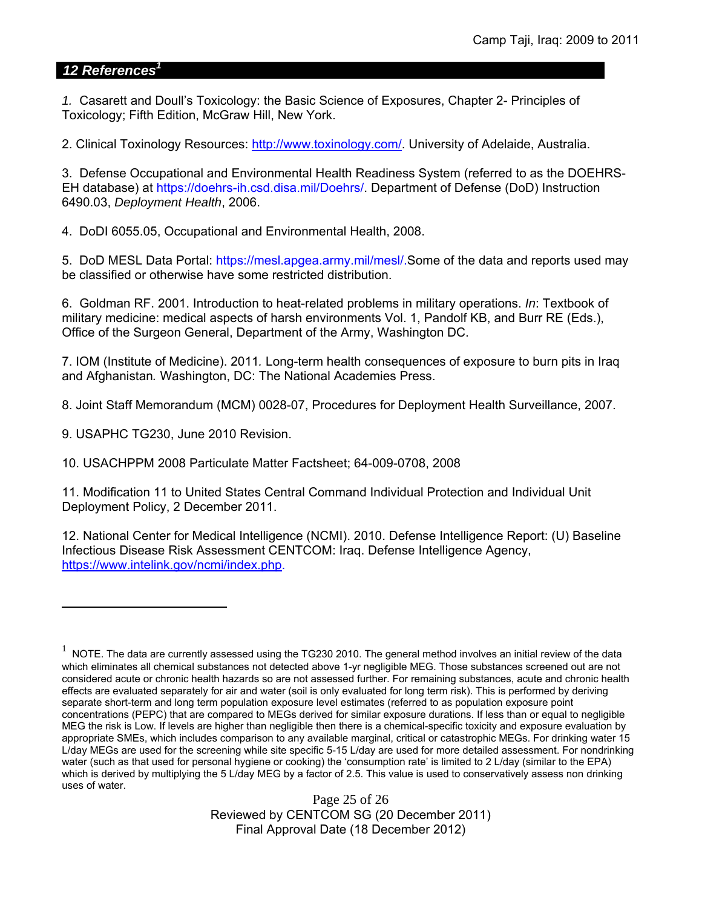## 12 References[1]

*1.* Casarett and Doull's Toxicology: the Basic Science of Exposures, Chapter 2- Principles of Toxicology; Fifth Edition, McGraw Hill, New York.

2. Clinical Toxinology Resources: http://www.toxinology.com/. University of Adelaide, Australia.

3. Defense Occupational and Environmental Health Readiness System (referred to as the DOEHRS-EH database) at https://doehrs-ih.csd.disa.mil/Doehrs/. Department of Defense (DoD) Instruction 6490.03, *Deployment Health*, 2006.

4. DoDI 6055.05, Occupational and Environmental Health, 2008.

5. DoD MESL Data Portal: https://mesl.apgea.army.mil/mesl/.Some of the data and reports used may be classified or otherwise have some restricted distribution.

6. Goldman RF. 2001. Introduction to heat-related problems in military operations. *In*: Textbook of military medicine: medical aspects of harsh environments Vol. 1, Pandolf KB, and Burr RE (Eds.), Office of the Surgeon General, Department of the Army, Washington DC.

7. IOM (Institute of Medicine). 2011*.* Long-term health consequences of exposure to burn pits in Iraq and Afghanistan*.* Washington, DC: The National Academies Press.

8. Joint Staff Memorandum (MCM) 0028-07, Procedures for Deployment Health Surveillance, 2007.

9. USAPHC TG230, June 2010 Revision.

10. USACHPPM 2008 Particulate Matter Factsheet; 64-009-0708, 2008

11. Modification 11 to United States Central Command Individual Protection and Individual Unit Deployment Policy, 2 December 2011.

12. National Center for Medical Intelligence (NCMI). 2010. Defense Intelligence Report: (U) Baseline Infectious Disease Risk Assessment CENTCOM: Iraq. Defense Intelligence Agency, https://www.intelink.gov/ncmi/index.php.

---

[1] NOTE. The data are currently assessed using the TG230 2010. The general method involves an initial review of the data which eliminates all chemical substances not detected above 1-yr negligible MEG. Those substances screened out are not considered acute or chronic health hazards so are not assessed further. For remaining substances, acute and chronic health effects are evaluated separately for air and water (soil is only evaluated for long term risk). This is performed by deriving separate short-term and long term population exposure level estimates (referred to as population exposure point concentrations (PEPC) that are compared to MEGs derived for similar exposure durations. If less than or equal to negligible MEG the risk is Low. If levels are higher than negligible then there is a chemical-specific toxicity and exposure evaluation by appropriate SMEs, which includes comparison to any available marginal, critical or catastrophic MEGs. For drinking water 15 L/day MEGs are used for the screening while site specific 5-15 L/day are used for more detailed assessment. For nondrinking water (such as that used for personal hygiene or cooking) the 'consumption rate' is limited to 2 L/day (similar to the EPA) which is derived by multiplying the 5 L/day MEG by a factor of 2.5. This value is used to conservatively assess non drinking uses of water.

Reviewed by CENTCOM SG (20 December 2011)
Final Approval Date (18 December 2012)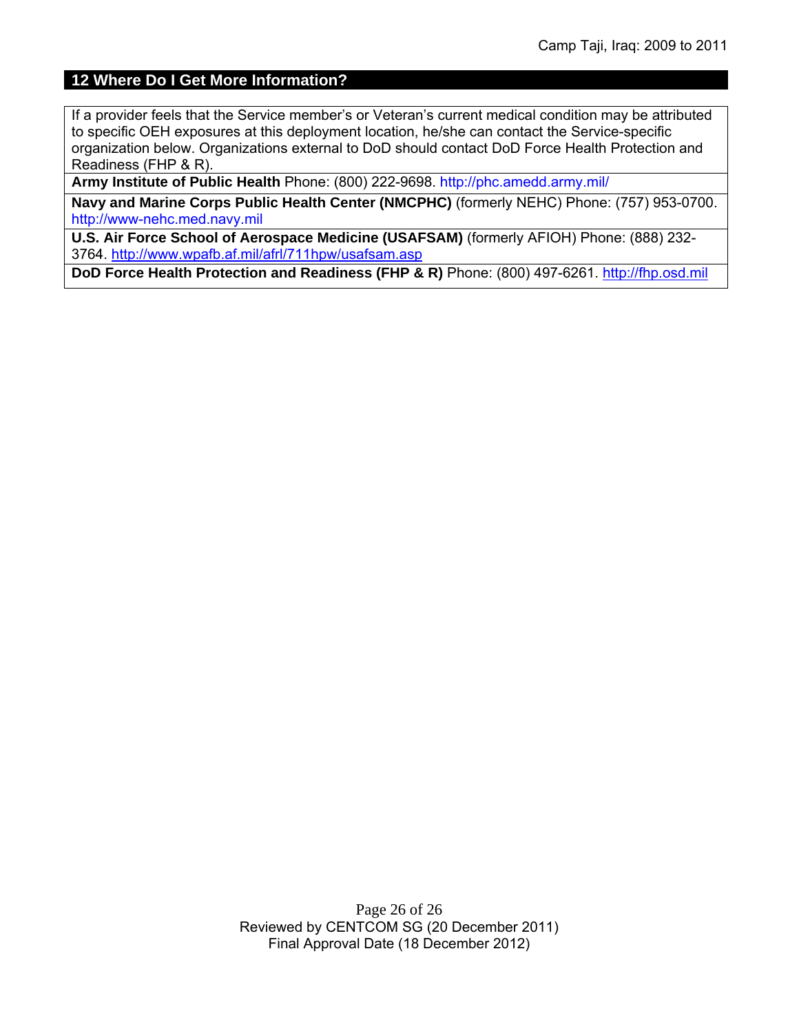## 12 Where Do I Get More Information?

| |
|---|
| If a provider feels that the Service member's or Veteran's current medical condition may be attributed to specific OEH exposures at this deployment location, he/she can contact the Service-specific organization below. Organizations external to DoD should contact DoD Force Health Protection and Readiness (FHP & R). |
| **Army Institute of Public Health** Phone: (800) 222-9698. http://phc.amedd.army.mil/ |
| **Navy and Marine Corps Public Health Center (NMCPHC)** (formerly NEHC) Phone: (757) 953-0700. http://www-nehc.med.navy.mil |
| **U.S. Air Force School of Aerospace Medicine (USAFSAM)** (formerly AFIOH) Phone: (888) 232-3764. http://www.wpafb.af.mil/afrl/711hpw/usafsam.asp |
| **DoD Force Health Protection and Readiness (FHP & R)** Phone: (800) 497-6261. http://fhp.osd.mil |

Reviewed by CENTCOM SG (20 December 2011)
Final Approval Date (18 December 2012)